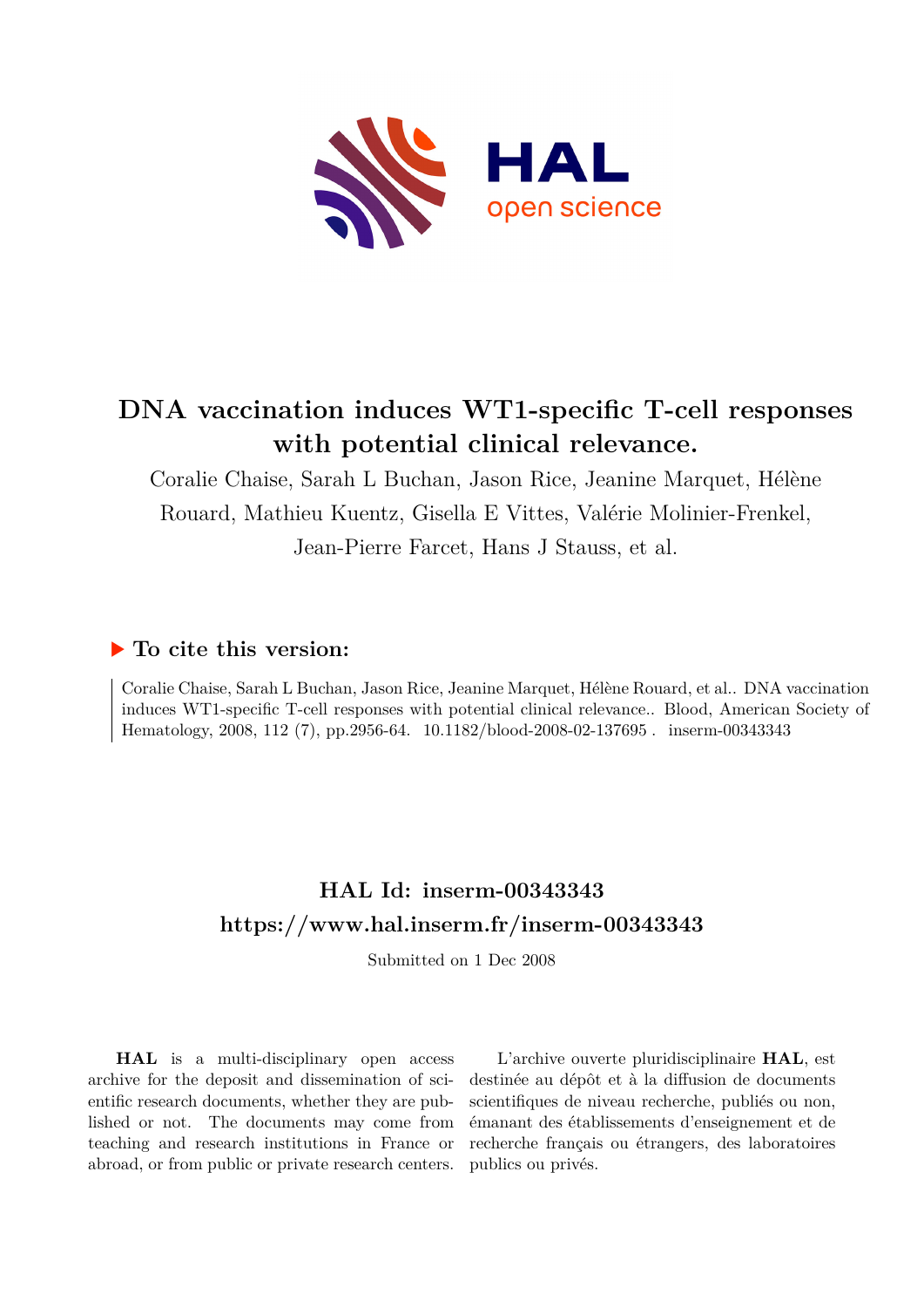# DNA vaccination induces WT1-specific T-cell responses with potential clinical relevance.

Coralie Chaise, Sarah L Buchan, Jason Rice, Jeanine Marquet, Hélène Rouard, Mathieu Kuentz, Gisella E Vittes, Valérie Molinier-Frenkel, Jean-Pierre Farcet, Hans J Stauss, et al.

## ▶ To cite this version:

Coralie Chaise, Sarah L Buchan, Jason Rice, Jeanine Marquet, Hélène Rouard, et al.. DNA vaccination induces WT1-specific T-cell responses with potential clinical relevance.. Blood, American Society of Hematology, 2008, 112 (7), pp.2956-64. 10.1182/blood-2008-02-137695 . inserm-00343343

## HAL Id: inserm-00343343
## https://www.hal.inserm.fr/inserm-00343343

Submitted on 1 Dec 2008

**HAL** is a multi-disciplinary open access archive for the deposit and dissemination of scientific research documents, whether they are published or not. The documents may come from teaching and research institutions in France or abroad, or from public or private research centers.

L'archive ouverte pluridisciplinaire **HAL**, est destinée au dépôt et à la diffusion de documents scientifiques de niveau recherche, publiés ou non, émanant des établissements d'enseignement et de recherche français ou étrangers, des laboratoires publics ou privés.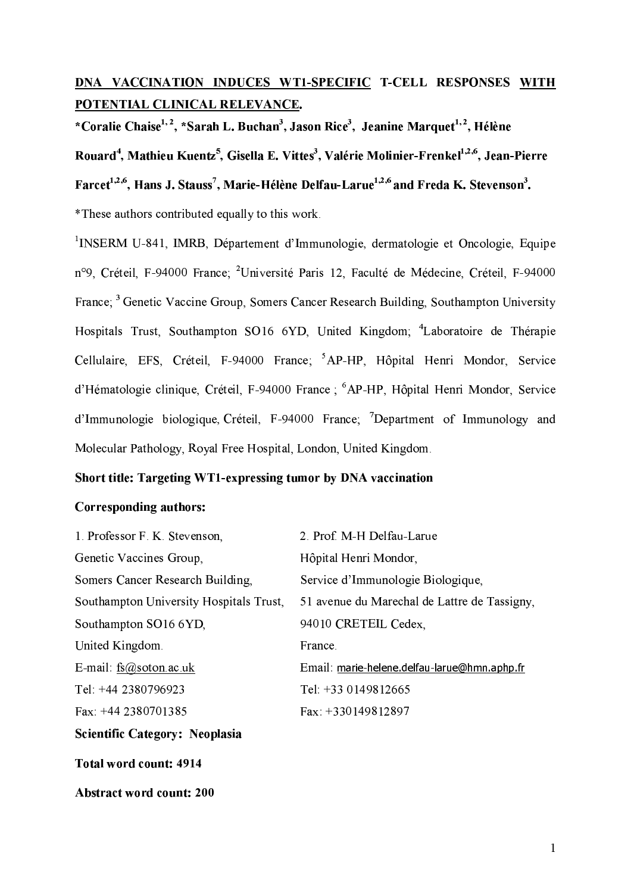**DNA VACCINATION INDUCES WT1-SPECIFIC T-CELL RESPONSES WITH POTENTIAL CLINICAL RELEVANCE.**

**\*Coralie Chaise[1, 2], \*Sarah L. Buchan[3], Jason Rice[3], Jeanine Marquet[1, 2], Hélène Rouard[4], Mathieu Kuentz[5], Gisella E. Vittes[3], Valérie Molinier-Frenkel[1,2,6], Jean-Pierre Farcet[1,2,6], Hans J. Stauss[7], Marie-Hélène Delfau-Larue[1,2,6] and Freda K. Stevenson[3].**

\*These authors contributed equally to this work.

[1]INSERM U-841, IMRB, Département d'Immunologie, dermatologie et Oncologie, Equipe n°9, Créteil, F-94000 France; [2]Université Paris 12, Faculté de Médecine, Créteil, F-94000 France; [3] Genetic Vaccine Group, Somers Cancer Research Building, Southampton University Hospitals Trust, Southampton SO16 6YD, United Kingdom; [4]Laboratoire de Thérapie Cellulaire, EFS, Créteil, F-94000 France; [5]AP-HP, Hôpital Henri Mondor, Service d'Hématologie clinique, Créteil, F-94000 France ; [6]AP-HP, Hôpital Henri Mondor, Service d'Immunologie biologique, Créteil, F-94000 France; [7]Department of Immunology and Molecular Pathology, Royal Free Hospital, London, United Kingdom.

**Short title: Targeting WT1-expressing tumor by DNA vaccination**

**Corresponding authors:**

1. Professor F. K. Stevenson,
Genetic Vaccines Group,
Somers Cancer Research Building,
Southampton University Hospitals Trust,
Southampton SO16 6YD,
United Kingdom.
E-mail: fs@soton.ac.uk
Tel: +44 2380796923
Fax: +44 2380701385

2. Prof. M-H Delfau-Larue
Hôpital Henri Mondor,
Service d'Immunologie Biologique,
51 avenue du Marechal de Lattre de Tassigny,
94010 CRETEIL Cedex,
France.
Email: marie-helene.delfau-larue@hmn.aphp.fr
Tel: +33 0149812665
Fax: +330149812897

**Scientific Category: Neoplasia**

**Total word count: 4914**

**Abstract word count: 200**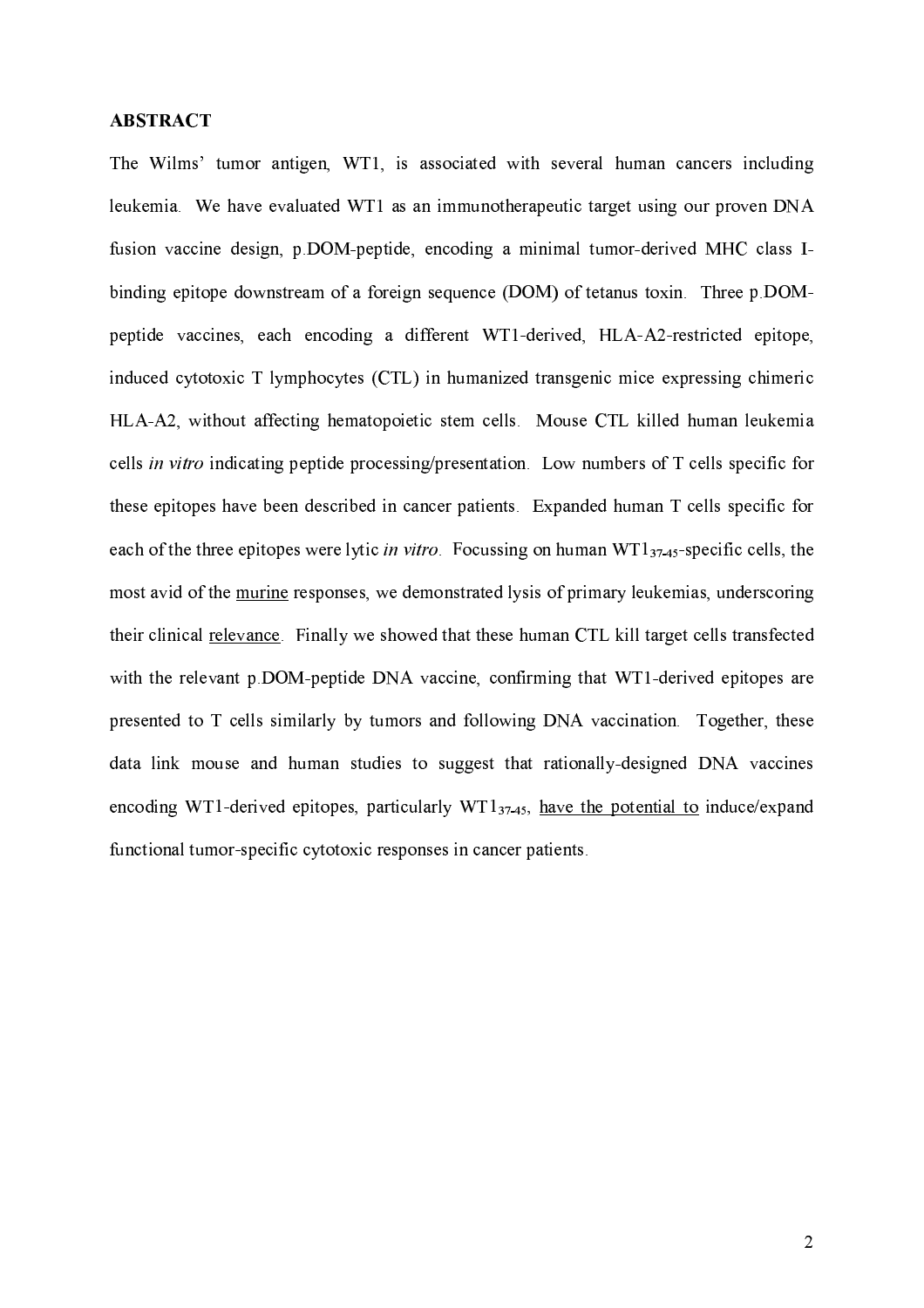**ABSTRACT**

The Wilms' tumor antigen, WT1, is associated with several human cancers including leukemia. We have evaluated WT1 as an immunotherapeutic target using our proven DNA fusion vaccine design, p.DOM-peptide, encoding a minimal tumor-derived MHC class I-binding epitope downstream of a foreign sequence (DOM) of tetanus toxin. Three p.DOM-peptide vaccines, each encoding a different WT1-derived, HLA-A2-restricted epitope, induced cytotoxic T lymphocytes (CTL) in humanized transgenic mice expressing chimeric HLA-A2, without affecting hematopoietic stem cells. Mouse CTL killed human leukemia cells *in vitro* indicating peptide processing/presentation. Low numbers of T cells specific for these epitopes have been described in cancer patients. Expanded human T cells specific for each of the three epitopes were lytic *in vitro*. Focussing on human $WT1_{37\text{-}45}$-specific cells, the most avid of the murine responses, we demonstrated lysis of primary leukemias, underscoring their clinical relevance. Finally we showed that these human CTL kill target cells transfected with the relevant p.DOM-peptide DNA vaccine, confirming that WT1-derived epitopes are presented to T cells similarly by tumors and following DNA vaccination. Together, these data link mouse and human studies to suggest that rationally-designed DNA vaccines encoding WT1-derived epitopes, particularly $WT1_{37\text{-}45}$, have the potential to induce/expand functional tumor-specific cytotoxic responses in cancer patients.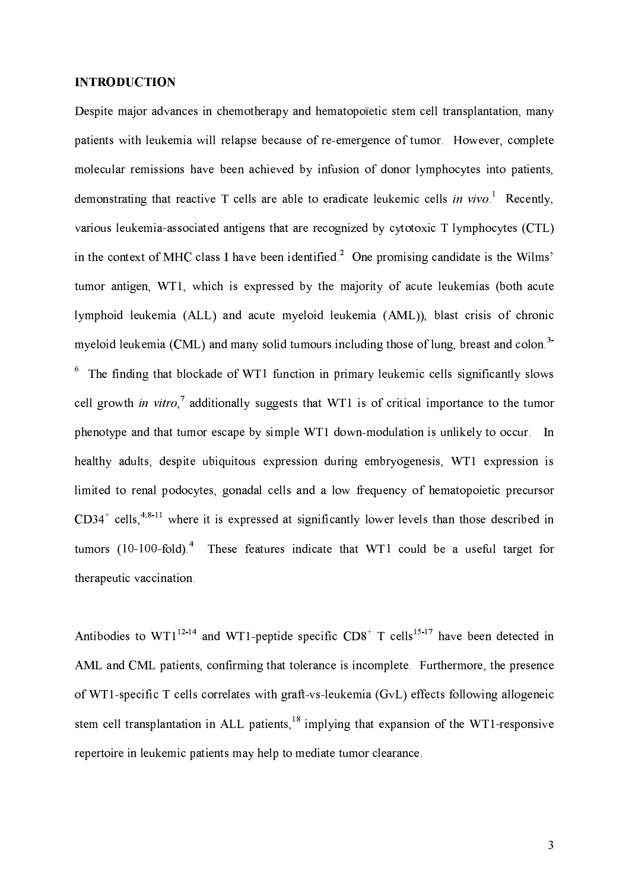## INTRODUCTION

Despite major advances in chemotherapy and hematopoïetic stem cell transplantation, many patients with leukemia will relapse because of re-emergence of tumor. However, complete molecular remissions have been achieved by infusion of donor lymphocytes into patients, demonstrating that reactive T cells are able to eradicate leukemic cells *in vivo*.[1] Recently, various leukemia-associated antigens that are recognized by cytotoxic T lymphocytes (CTL) in the context of MHC class I have been identified.[2] One promising candidate is the Wilms' tumor antigen, WT1, which is expressed by the majority of acute leukemias (both acute lymphoid leukemia (ALL) and acute myeloid leukemia (AML)), blast crisis of chronic myeloid leukemia (CML) and many solid tumours including those of lung, breast and colon.[3-6] The finding that blockade of WT1 function in primary leukemic cells significantly slows cell growth *in vitro*,[7] additionally suggests that WT1 is of critical importance to the tumor phenotype and that tumor escape by simple WT1 down-modulation is unlikely to occur. In healthy adults, despite ubiquitous expression during embryogenesis, WT1 expression is limited to renal podocytes, gonadal cells and a low frequency of hematopoietic precursor $CD34^+$ cells,[4;8-11] where it is expressed at significantly lower levels than those described in tumors (10-100-fold).[4] These features indicate that WT1 could be a useful target for therapeutic vaccination.

Antibodies to WT1[12-14] and WT1-peptide specific $CD8^+$ T cells[15-17] have been detected in AML and CML patients, confirming that tolerance is incomplete. Furthermore, the presence of WT1-specific T cells correlates with graft-vs-leukemia (GvL) effects following allogeneic stem cell transplantation in ALL patients,[18] implying that expansion of the WT1-responsive repertoire in leukemic patients may help to mediate tumor clearance.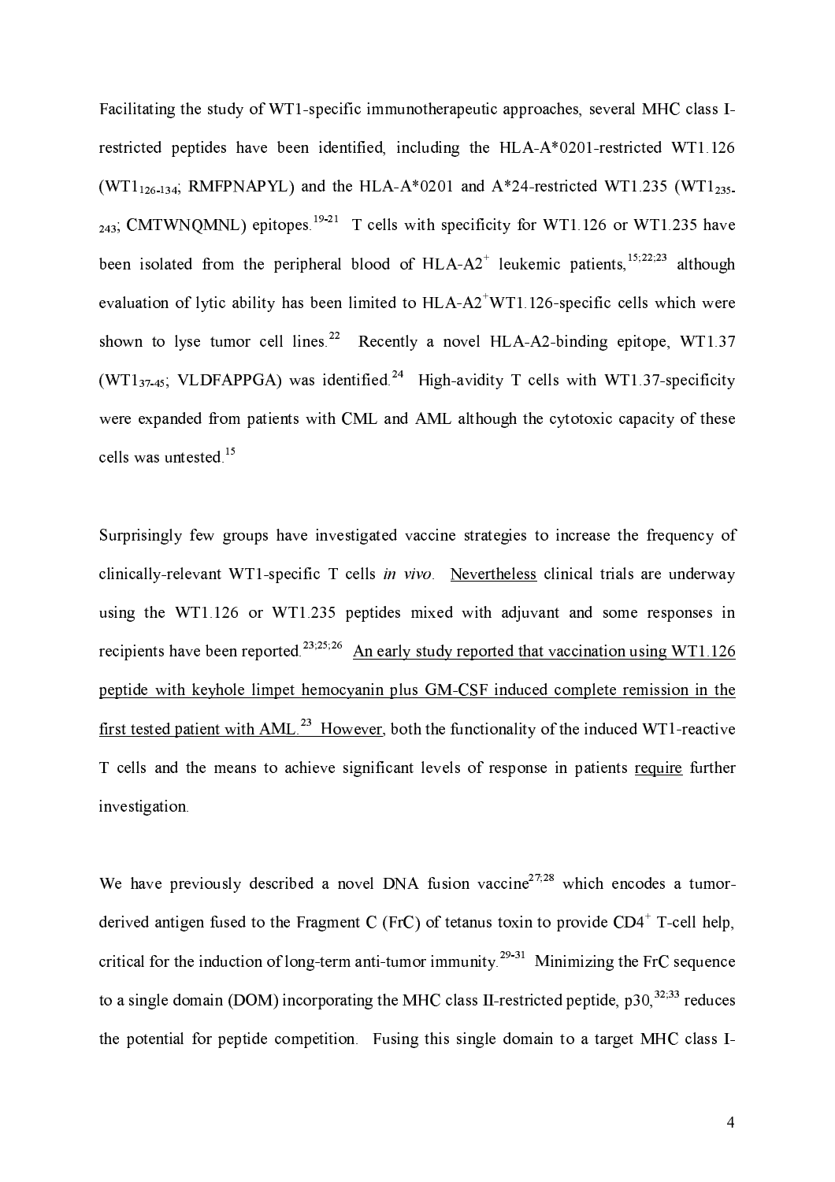Facilitating the study of WT1-specific immunotherapeutic approaches, several MHC class I-restricted peptides have been identified, including the HLA-A*0201-restricted WT1.126 ($WT1_{126-134}$; RMFPNAPYL) and the HLA-A*0201 and A*24-restricted WT1.235 ($WT1_{235-243}$; CMTWNQMNL) epitopes.[19-21] T cells with specificity for WT1.126 or WT1.235 have been isolated from the peripheral blood of HLA-A2$^+$ leukemic patients,[15;22;23] although evaluation of lytic ability has been limited to HLA-A2$^+$WT1.126-specific cells which were shown to lyse tumor cell lines.[22] Recently a novel HLA-A2-binding epitope, WT1.37 ($WT1_{37-45}$; VLDFAPPGA) was identified.[24] High-avidity T cells with WT1.37-specificity were expanded from patients with CML and AML although the cytotoxic capacity of these cells was untested.[15]

Surprisingly few groups have investigated vaccine strategies to increase the frequency of clinically-relevant WT1-specific T cells *in vivo*. Nevertheless clinical trials are underway using the WT1.126 or WT1.235 peptides mixed with adjuvant and some responses in recipients have been reported.[23;25;26] An early study reported that vaccination using WT1.126 peptide with keyhole limpet hemocyanin plus GM-CSF induced complete remission in the first tested patient with AML.[23] However, both the functionality of the induced WT1-reactive T cells and the means to achieve significant levels of response in patients require further investigation.

We have previously described a novel DNA fusion vaccine[27;28] which encodes a tumor-derived antigen fused to the Fragment C (FrC) of tetanus toxin to provide CD4$^+$ T-cell help, critical for the induction of long-term anti-tumor immunity.[29-31] Minimizing the FrC sequence to a single domain (DOM) incorporating the MHC class II-restricted peptide, p30,[32;33] reduces the potential for peptide competition. Fusing this single domain to a target MHC class I-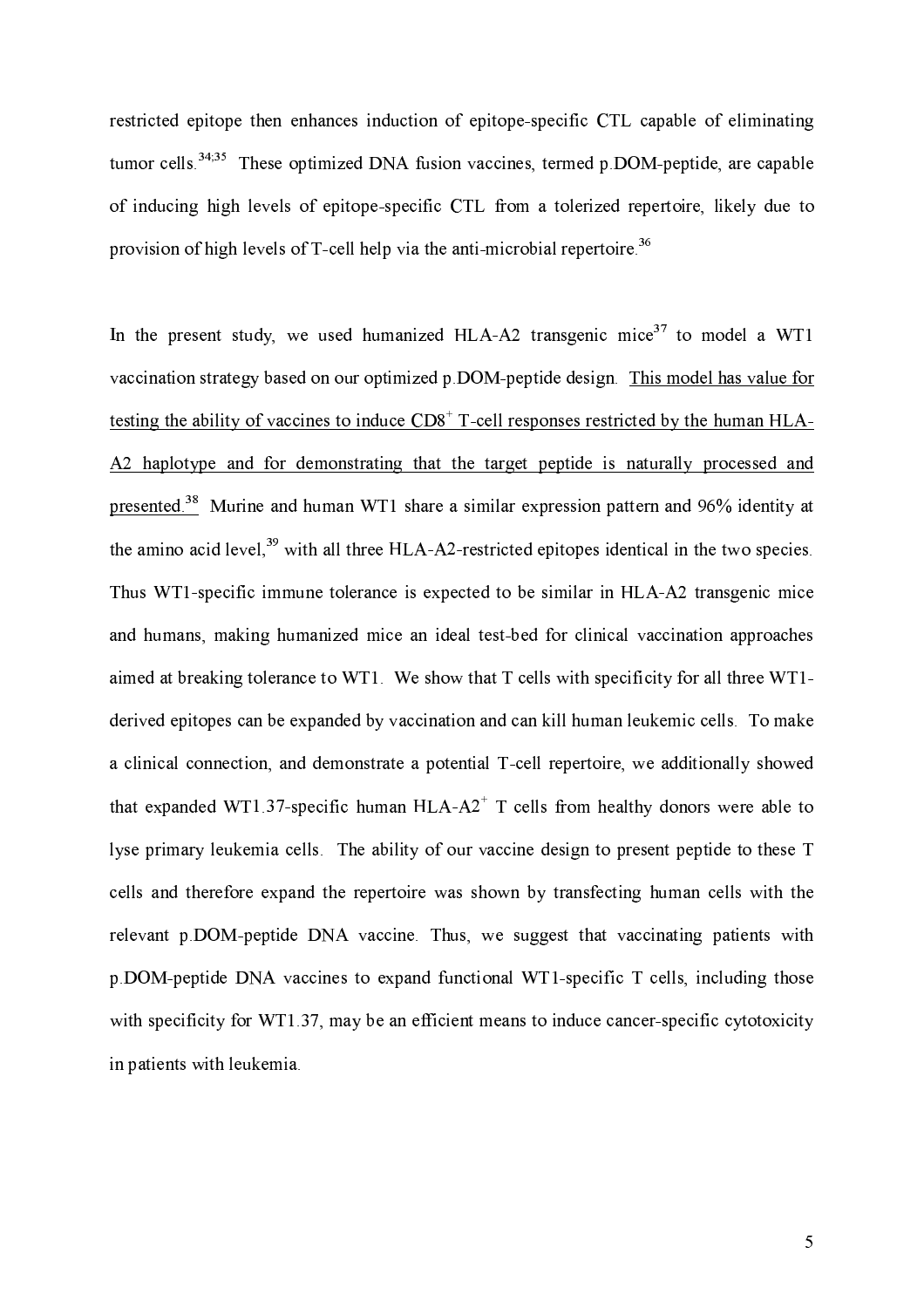restricted epitope then enhances induction of epitope-specific CTL capable of eliminating tumor cells.[34;35] These optimized DNA fusion vaccines, termed p.DOM-peptide, are capable of inducing high levels of epitope-specific CTL from a tolerized repertoire, likely due to provision of high levels of T-cell help via the anti-microbial repertoire.[36]

In the present study, we used humanized HLA-A2 transgenic mice[37] to model a WT1 vaccination strategy based on our optimized p.DOM-peptide design. <u>This model has value for testing the ability of vaccines to induce $CD8^+$ T-cell responses restricted by the human HLA-A2 haplotype and for demonstrating that the target peptide is naturally processed and presented.</u>[38] Murine and human WT1 share a similar expression pattern and 96% identity at the amino acid level,[39] with all three HLA-A2-restricted epitopes identical in the two species. Thus WT1-specific immune tolerance is expected to be similar in HLA-A2 transgenic mice and humans, making humanized mice an ideal test-bed for clinical vaccination approaches aimed at breaking tolerance to WT1. We show that T cells with specificity for all three WT1-derived epitopes can be expanded by vaccination and can kill human leukemic cells. To make a clinical connection, and demonstrate a potential T-cell repertoire, we additionally showed that expanded WT1.37-specific human $HLA\text{-}A2^+$ T cells from healthy donors were able to lyse primary leukemia cells. The ability of our vaccine design to present peptide to these T cells and therefore expand the repertoire was shown by transfecting human cells with the relevant p.DOM-peptide DNA vaccine. Thus, we suggest that vaccinating patients with p.DOM-peptide DNA vaccines to expand functional WT1-specific T cells, including those with specificity for WT1.37, may be an efficient means to induce cancer-specific cytotoxicity in patients with leukemia.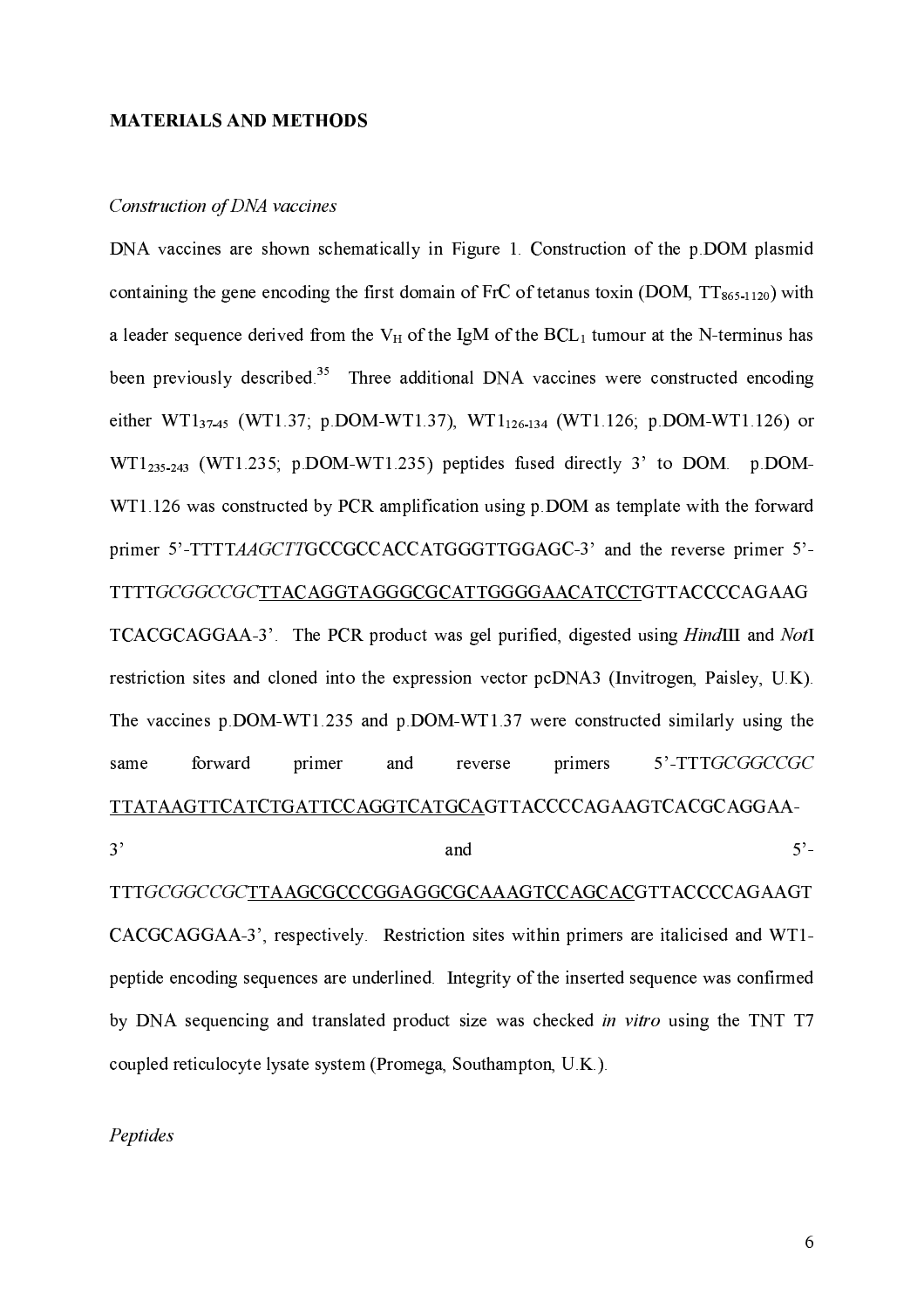**MATERIALS AND METHODS**

*Construction of DNA vaccines*

DNA vaccines are shown schematically in Figure 1. Construction of the p.DOM plasmid containing the gene encoding the first domain of FrC of tetanus toxin (DOM, $TT_{865-1120}$) with a leader sequence derived from the $V_H$ of the IgM of the $BCL_1$ tumour at the N-terminus has been previously described.[35] Three additional DNA vaccines were constructed encoding either $WT1_{37-45}$ (WT1.37; p.DOM-WT1.37), $WT1_{126-134}$ (WT1.126; p.DOM-WT1.126) or $WT1_{235-243}$ (WT1.235; p.DOM-WT1.235) peptides fused directly 3' to DOM. p.DOM-WT1.126 was constructed by PCR amplification using p.DOM as template with the forward primer 5'-TTTT*AAGCTT*GCCGCCACCATGGGTTGGAGC-3' and the reverse primer 5'-TTTT*GCGGCCGC*<u>TTACAGGTAGGGCGCATTGGGGAACATCCT</u>GTTACCCCAGAAG TCACGCAGGAA-3'. The PCR product was gel purified, digested using *Hind*III and *Not*I restriction sites and cloned into the expression vector pcDNA3 (Invitrogen, Paisley, U.K). The vaccines p.DOM-WT1.235 and p.DOM-WT1.37 were constructed similarly using the same forward primer and reverse primers 5'-TTT*GCGGCCGC* <u>TTATAAGTTCATCTGATTCCAGGTCATGCA</u>GTTACCCCAGAAGTCACGCAGGAA-3' and 5'-TTT*GCGGCCGC*<u>TTAAGCGCCCGGAGGCGCAAAGTCCAGCAC</u>GTTACCCCAGAAGT CACGCAGGAA-3', respectively. Restriction sites within primers are italicised and WT1-peptide encoding sequences are underlined. Integrity of the inserted sequence was confirmed by DNA sequencing and translated product size was checked *in vitro* using the TNT T7 coupled reticulocyte lysate system (Promega, Southampton, U.K.).

*Peptides*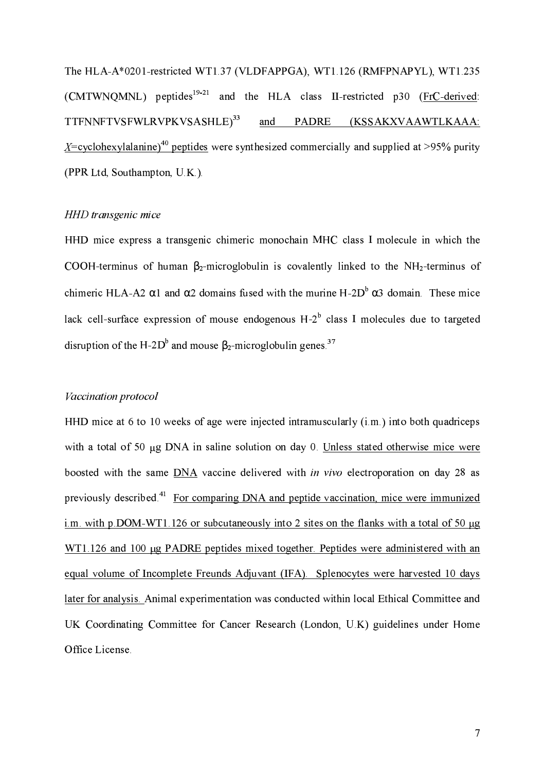The HLA-A*0201-restricted WT1.37 (VLDFAPPGA), WT1.126 (RMFPNAPYL), WT1.235 (CMTWNQMNL) peptides[19-21] and the HLA class II-restricted p30 (FrC-derived: TTFNNFTVSFWLRVPKVSASHLE)[33] and PADRE (KSSAKXVAAWTLKAAA: *X*=cyclohexylalanine)[40] peptides were synthesized commercially and supplied at >95% purity (PPR Ltd, Southampton, U.K.).

*HHD transgenic mice*

HHD mice express a transgenic chimeric monochain MHC class I molecule in which the COOH-terminus of human $\beta_2$-microglobulin is covalently linked to the $NH_2$-terminus of chimeric HLA-A2 $\alpha$1 and $\alpha$2 domains fused with the murine H-2D$^b$ $\alpha$3 domain. These mice lack cell-surface expression of mouse endogenous H-2$^b$ class I molecules due to targeted disruption of the H-2D$^b$ and mouse $\beta_2$-microglobulin genes.[37]

*Vaccination protocol*

HHD mice at 6 to 10 weeks of age were injected intramuscularly (i.m.) into both quadriceps with a total of 50 μg DNA in saline solution on day 0. Unless stated otherwise mice were boosted with the same DNA vaccine delivered with *in vivo* electroporation on day 28 as previously described.[41] For comparing DNA and peptide vaccination, mice were immunized i.m. with p.DOM-WT1.126 or subcutaneously into 2 sites on the flanks with a total of 50 μg WT1.126 and 100 μg PADRE peptides mixed together. Peptides were administered with an equal volume of Incomplete Freunds Adjuvant (IFA). Splenocytes were harvested 10 days later for analysis. Animal experimentation was conducted within local Ethical Committee and UK Coordinating Committee for Cancer Research (London, U.K) guidelines under Home Office License.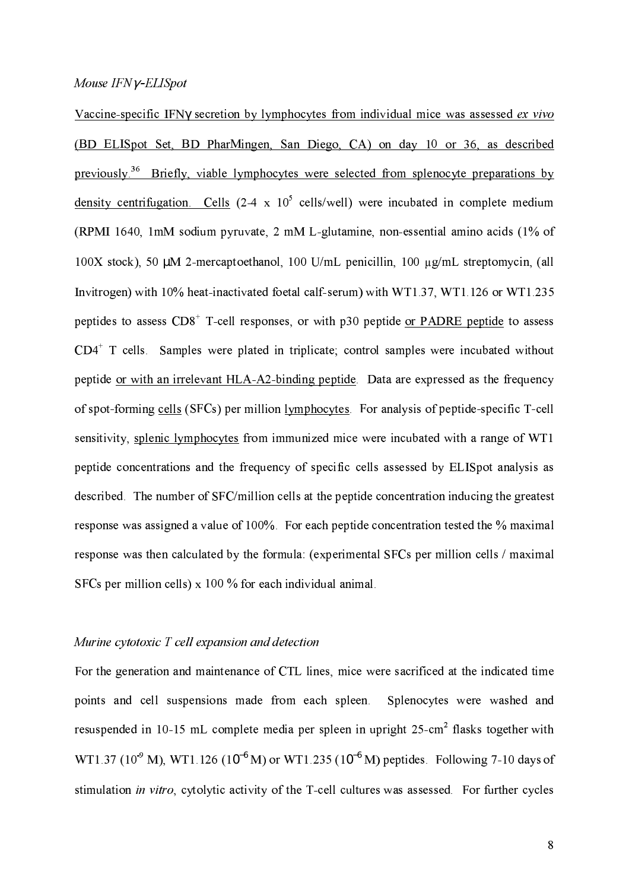*Mouse IFNγ-ELISpot*

Vaccine-specific IFNγ secretion by lymphocytes from individual mice was assessed *ex vivo* (BD ELISpot Set, BD PharMingen, San Diego, CA) on day 10 or 36, as described previously.[36] Briefly, viable lymphocytes were selected from splenocyte preparations by density centrifugation. Cells (2-4 x $10^5$ cells/well) were incubated in complete medium (RPMI 1640, 1mM sodium pyruvate, 2 mM L-glutamine, non-essential amino acids (1% of 100X stock), 50 μM 2-mercaptoethanol, 100 U/mL penicillin, 100 μg/mL streptomycin, (all Invitrogen) with 10% heat-inactivated foetal calf-serum) with WT1.37, WT1.126 or WT1.235 peptides to assess $CD8^+$ T-cell responses, or with p30 peptide or PADRE peptide to assess $CD4^+$ T cells. Samples were plated in triplicate; control samples were incubated without peptide or with an irrelevant HLA-A2-binding peptide. Data are expressed as the frequency of spot-forming cells (SFCs) per million lymphocytes. For analysis of peptide-specific T-cell sensitivity, splenic lymphocytes from immunized mice were incubated with a range of WT1 peptide concentrations and the frequency of specific cells assessed by ELISpot analysis as described. The number of SFC/million cells at the peptide concentration inducing the greatest response was assigned a value of 100%. For each peptide concentration tested the % maximal response was then calculated by the formula: (experimental SFCs per million cells / maximal SFCs per million cells) x 100 % for each individual animal.

*Murine cytotoxic T cell expansion and detection*

For the generation and maintenance of CTL lines, mice were sacrificed at the indicated time points and cell suspensions made from each spleen. Splenocytes were washed and resuspended in 10-15 mL complete media per spleen in upright 25-$cm^2$ flasks together with WT1.37 ($10^{-9}$ M), WT1.126 ($10^{-6}$ M) or WT1.235 ($10^{-6}$ M) peptides. Following 7-10 days of stimulation *in vitro*, cytolytic activity of the T-cell cultures was assessed. For further cycles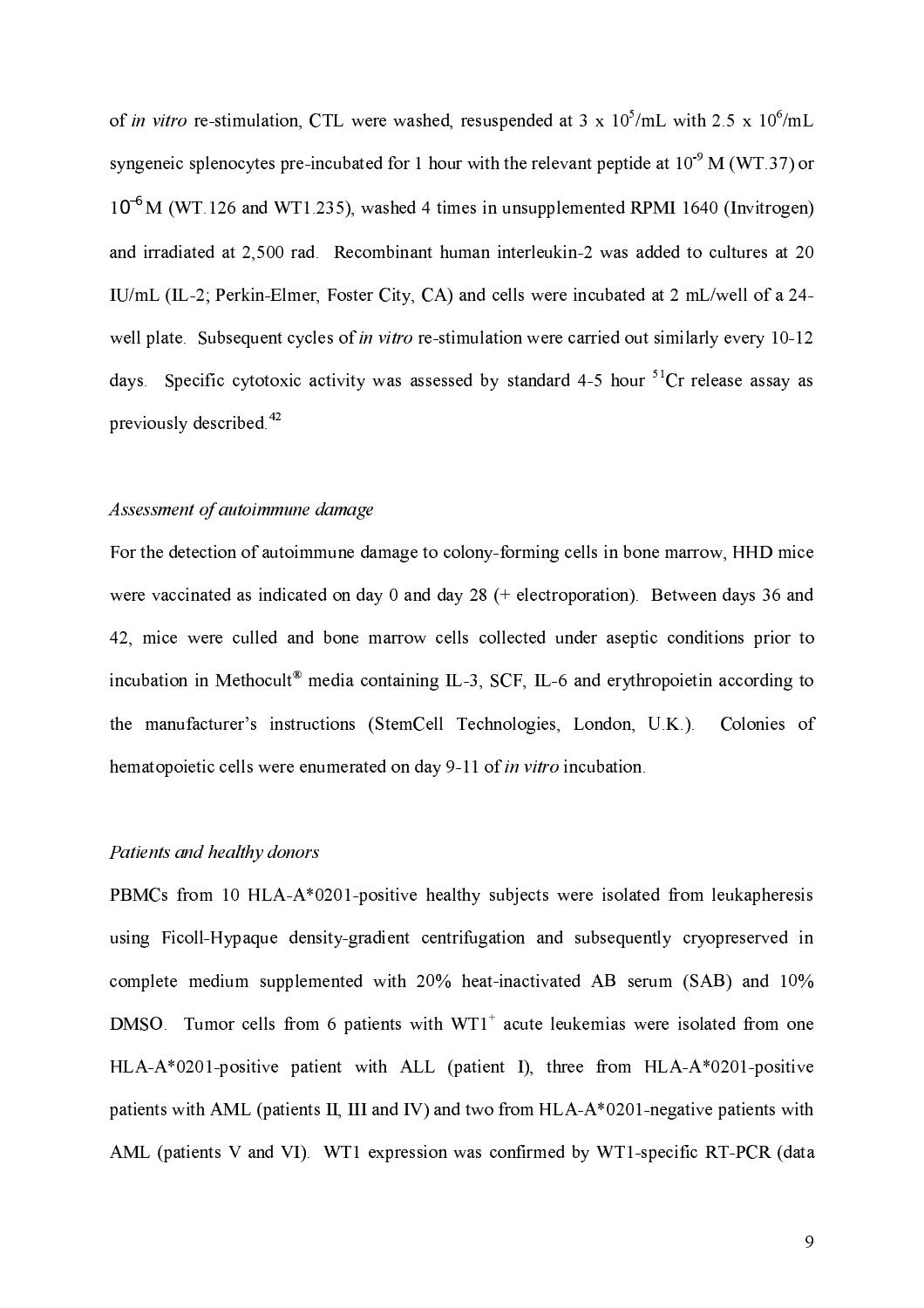of *in vitro* re-stimulation, CTL were washed, resuspended at 3 x $10^5$/mL with 2.5 x $10^6$/mL syngeneic splenocytes pre-incubated for 1 hour with the relevant peptide at $10^{-9}$ M (WT.37) or $10^{-6}$ M (WT.126 and WT1.235), washed 4 times in unsupplemented RPMI 1640 (Invitrogen) and irradiated at 2,500 rad. Recombinant human interleukin-2 was added to cultures at 20 IU/mL (IL-2; Perkin-Elmer, Foster City, CA) and cells were incubated at 2 mL/well of a 24-well plate. Subsequent cycles of *in vitro* re-stimulation were carried out similarly every 10-12 days. Specific cytotoxic activity was assessed by standard 4-5 hour $^{51}$Cr release assay as previously described.[42]

*Assessment of autoimmune damage*

For the detection of autoimmune damage to colony-forming cells in bone marrow, HHD mice were vaccinated as indicated on day 0 and day 28 (+ electroporation). Between days 36 and 42, mice were culled and bone marrow cells collected under aseptic conditions prior to incubation in Methocult® media containing IL-3, SCF, IL-6 and erythropoietin according to the manufacturer's instructions (StemCell Technologies, London, U.K.). Colonies of hematopoietic cells were enumerated on day 9-11 of *in vitro* incubation.

*Patients and healthy donors*

PBMCs from 10 HLA-A*0201-positive healthy subjects were isolated from leukapheresis using Ficoll-Hypaque density-gradient centrifugation and subsequently cryopreserved in complete medium supplemented with 20% heat-inactivated AB serum (SAB) and 10% DMSO. Tumor cells from 6 patients with WT1$^+$ acute leukemias were isolated from one HLA-A*0201-positive patient with ALL (patient I), three from HLA-A*0201-positive patients with AML (patients II, III and IV) and two from HLA-A*0201-negative patients with AML (patients V and VI). WT1 expression was confirmed by WT1-specific RT-PCR (data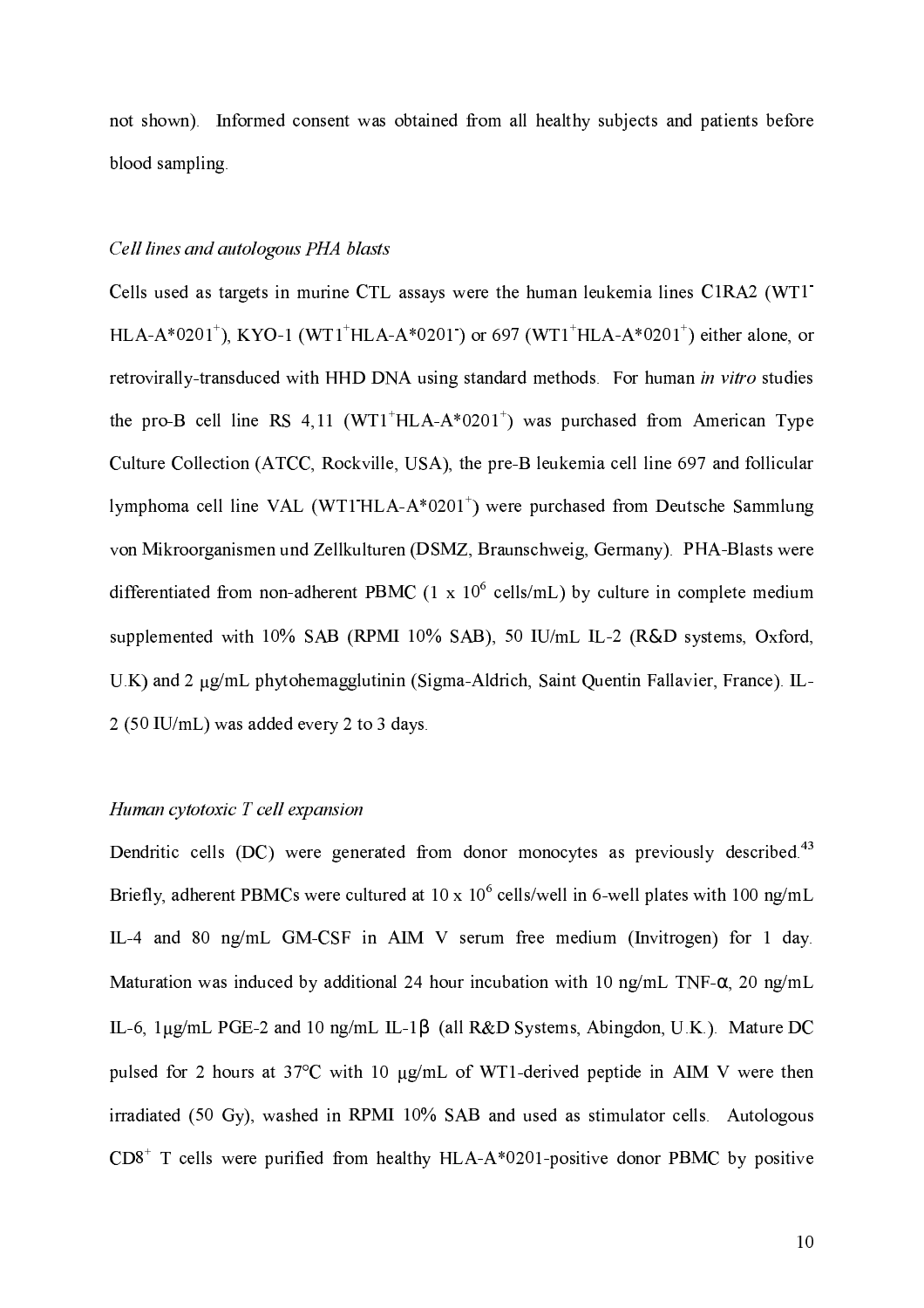not shown). Informed consent was obtained from all healthy subjects and patients before blood sampling.

*Cell lines and autologous PHA blasts*

Cells used as targets in murine CTL assays were the human leukemia lines C1RA2 ($WT1^-$ HLA-A*0201$^+$), KYO-1 ($WT1^+$HLA-A*0201$^-$) or 697 ($WT1^+$HLA-A*0201$^+$) either alone, or retrovirally-transduced with HHD DNA using standard methods. For human *in vitro* studies the pro-B cell line RS 4,11 ($WT1^+$HLA-A*0201$^+$) was purchased from American Type Culture Collection (ATCC, Rockville, USA), the pre-B leukemia cell line 697 and follicular lymphoma cell line VAL ($WT1^-$HLA-A*0201$^+$) were purchased from Deutsche Sammlung von Mikroorganismen und Zellkulturen (DSMZ, Braunschweig, Germany). PHA-Blasts were differentiated from non-adherent PBMC ($1 \times 10^6$ cells/mL) by culture in complete medium supplemented with 10% SAB (RPMI 10% SAB), 50 IU/mL IL-2 (R&D systems, Oxford, U.K) and 2 μg/mL phytohemagglutinin (Sigma-Aldrich, Saint Quentin Fallavier, France). IL-2 (50 IU/mL) was added every 2 to 3 days.

*Human cytotoxic T cell expansion*

Dendritic cells (DC) were generated from donor monocytes as previously described.[43] Briefly, adherent PBMCs were cultured at $10 \times 10^6$ cells/well in 6-well plates with 100 ng/mL IL-4 and 80 ng/mL GM-CSF in AIM V serum free medium (Invitrogen) for 1 day. Maturation was induced by additional 24 hour incubation with 10 ng/mL TNF-α, 20 ng/mL IL-6, 1μg/mL PGE-2 and 10 ng/mL IL-1β (all R&D Systems, Abingdon, U.K.). Mature DC pulsed for 2 hours at 37°C with 10 μg/mL of WT1-derived peptide in AIM V were then irradiated (50 Gy), washed in RPMI 10% SAB and used as stimulator cells. Autologous $CD8^+$ T cells were purified from healthy HLA-A*0201-positive donor PBMC by positive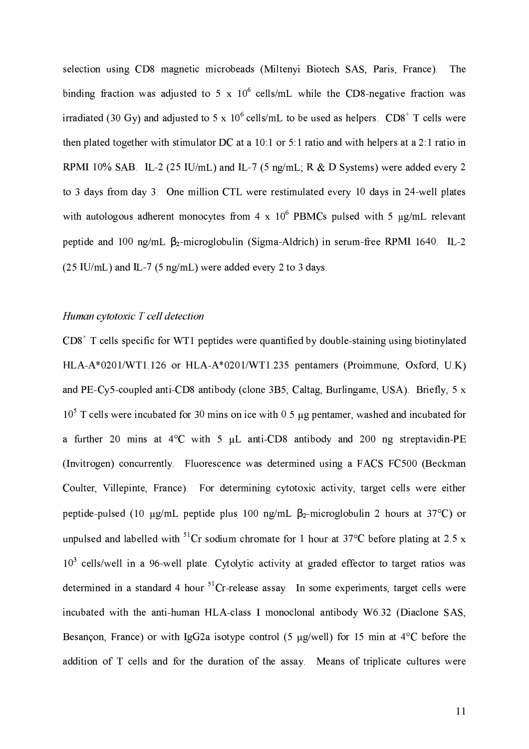selection using CD8 magnetic microbeads (Miltenyi Biotech SAS, Paris, France). The binding fraction was adjusted to 5 x $10^6$ cells/mL while the CD8-negative fraction was irradiated (30 Gy) and adjusted to 5 x $10^6$ cells/mL to be used as helpers. $CD8^+$ T cells were then plated together with stimulator DC at a 10:1 or 5:1 ratio and with helpers at a 2:1 ratio in RPMI 10% SAB. IL-2 (25 IU/mL) and IL-7 (5 ng/mL; R & D Systems) were added every 2 to 3 days from day 3. One million CTL were restimulated every 10 days in 24-well plates with autologous adherent monocytes from 4 x $10^6$ PBMCs pulsed with 5 µg/mL relevant peptide and 100 ng/mL $\beta_2$-microglobulin (Sigma-Aldrich) in serum-free RPMI 1640. IL-2 (25 IU/mL) and IL-7 (5 ng/mL) were added every 2 to 3 days.

*Human cytotoxic T cell detection*

$CD8^+$ T cells specific for WT1 peptides were quantified by double-staining using biotinylated HLA-A*0201/WT1.126 or HLA-A*0201/WT1.235 pentamers (Proimmune, Oxford, U.K) and PE-Cy5-coupled anti-CD8 antibody (clone 3B5, Caltag, Burlingame, USA). Briefly, 5 x $10^5$ T cells were incubated for 30 mins on ice with 0.5 µg pentamer, washed and incubated for a further 20 mins at 4°C with 5 µL anti-CD8 antibody and 200 ng streptavidin-PE (Invitrogen) concurrently. Fluorescence was determined using a FACS FC500 (Beckman Coulter, Villepinte, France). For determining cytotoxic activity, target cells were either peptide-pulsed (10 µg/mL peptide plus 100 ng/mL $\beta_2$-microglobulin 2 hours at 37°C) or unpulsed and labelled with $^{51}Cr$ sodium chromate for 1 hour at 37°C before plating at 2.5 x $10^3$ cells/well in a 96-well plate. Cytolytic activity at graded effector to target ratios was determined in a standard 4 hour $^{51}Cr$-release assay. In some experiments, target cells were incubated with the anti-human HLA-class I monoclonal antibody W6.32 (Diaclone SAS, Besançon, France) or with IgG2a isotype control (5 µg/well) for 15 min at 4°C before the addition of T cells and for the duration of the assay. Means of triplicate cultures were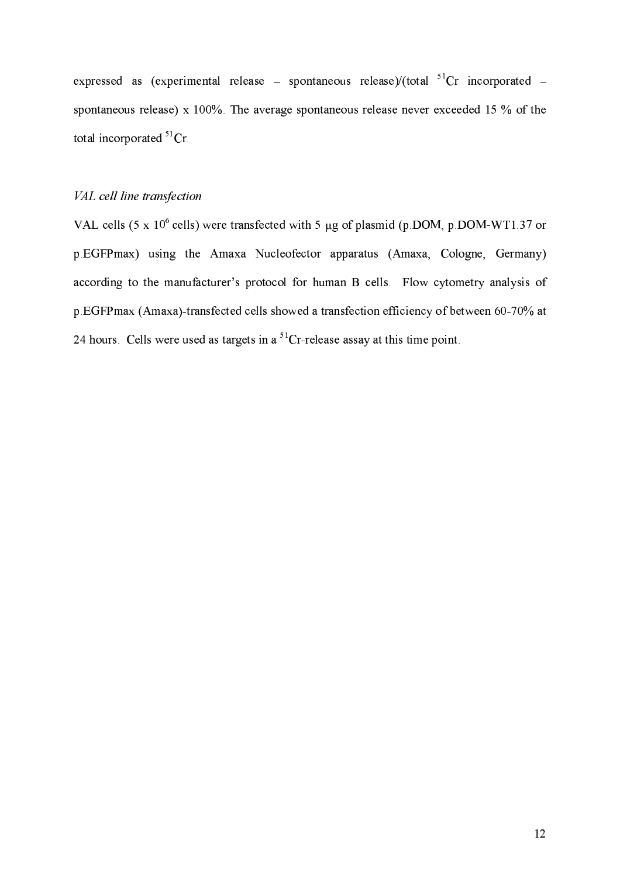expressed as (experimental release – spontaneous release)/(total $^{51}Cr$ incorporated – spontaneous release) x 100%. The average spontaneous release never exceeded 15 % of the total incorporated $^{51}Cr$.

### *VAL cell line transfection*

VAL cells (5 x $10^6$ cells) were transfected with 5 μg of plasmid (p.DOM, p.DOM-WT1.37 or p.EGFPmax) using the Amaxa Nucleofector apparatus (Amaxa, Cologne, Germany) according to the manufacturer's protocol for human B cells. Flow cytometry analysis of p.EGFPmax (Amaxa)-transfected cells showed a transfection efficiency of between 60-70% at 24 hours. Cells were used as targets in a $^{51}Cr$-release assay at this time point.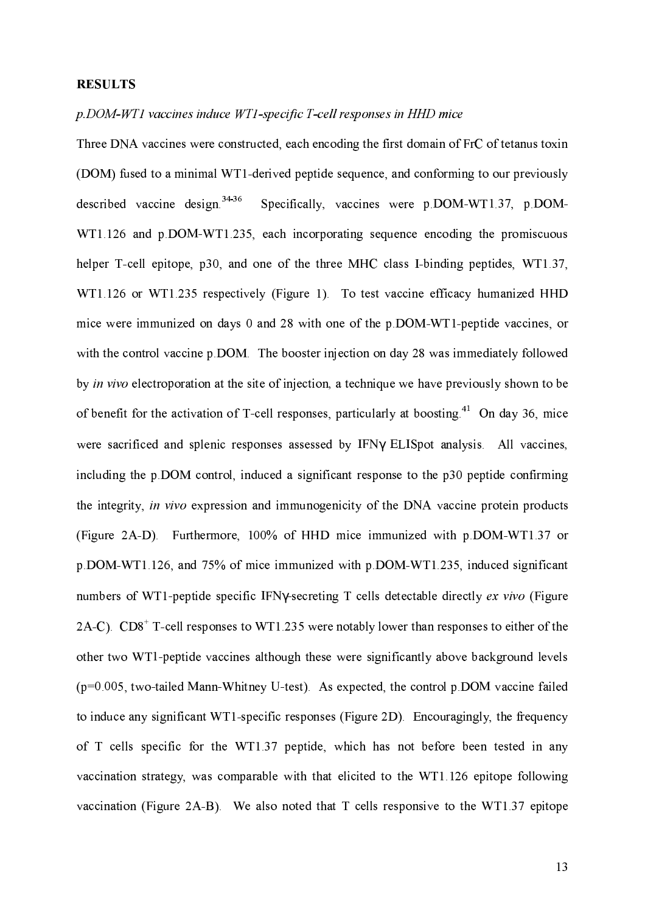**RESULTS**

*p.DOM-WT1 vaccines induce WT1-specific T-cell responses in HHD mice*

Three DNA vaccines were constructed, each encoding the first domain of FrC of tetanus toxin (DOM) fused to a minimal WT1-derived peptide sequence, and conforming to our previously described vaccine design.[34-36] Specifically, vaccines were p.DOM-WT1.37, p.DOM-WT1.126 and p.DOM-WT1.235, each incorporating sequence encoding the promiscuous helper T-cell epitope, p30, and one of the three MHC class I-binding peptides, WT1.37, WT1.126 or WT1.235 respectively (Figure 1). To test vaccine efficacy humanized HHD mice were immunized on days 0 and 28 with one of the p.DOM-WT1-peptide vaccines, or with the control vaccine p.DOM. The booster injection on day 28 was immediately followed by *in vivo* electroporation at the site of injection, a technique we have previously shown to be of benefit for the activation of T-cell responses, particularly at boosting.[41] On day 36, mice were sacrificed and splenic responses assessed by IFNγ ELISpot analysis. All vaccines, including the p.DOM control, induced a significant response to the p30 peptide confirming the integrity, *in vivo* expression and immunogenicity of the DNA vaccine protein products (Figure 2A-D). Furthermore, 100% of HHD mice immunized with p.DOM-WT1.37 or p.DOM-WT1.126, and 75% of mice immunized with p.DOM-WT1.235, induced significant numbers of WT1-peptide specific IFNγ-secreting T cells detectable directly *ex vivo* (Figure 2A-C). $CD8^+$ T-cell responses to WT1.235 were notably lower than responses to either of the other two WT1-peptide vaccines although these were significantly above background levels ($p=0.005$, two-tailed Mann-Whitney U-test). As expected, the control p.DOM vaccine failed to induce any significant WT1-specific responses (Figure 2D). Encouragingly, the frequency of T cells specific for the WT1.37 peptide, which has not before been tested in any vaccination strategy, was comparable with that elicited to the WT1.126 epitope following vaccination (Figure 2A-B). We also noted that T cells responsive to the WT1.37 epitope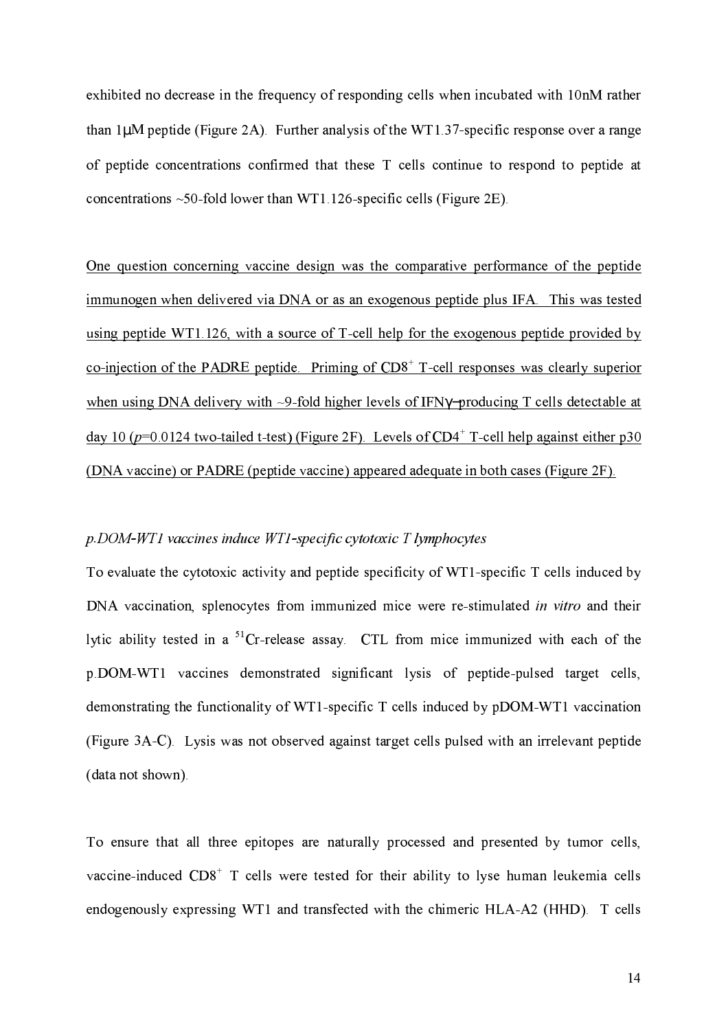exhibited no decrease in the frequency of responding cells when incubated with 10nM rather than 1μM peptide (Figure 2A). Further analysis of the WT1.37-specific response over a range of peptide concentrations confirmed that these T cells continue to respond to peptide at concentrations ~50-fold lower than WT1.126-specific cells (Figure 2E).

One question concerning vaccine design was the comparative performance of the peptide immunogen when delivered via DNA or as an exogenous peptide plus IFA. This was tested using peptide WT1.126, with a source of T-cell help for the exogenous peptide provided by co-injection of the PADRE peptide. Priming of $CD8^+$ T-cell responses was clearly superior when using DNA delivery with ~9-fold higher levels of IFNγ–producing T cells detectable at day 10 ($p$=0.0124 two-tailed t-test) (Figure 2F). Levels of $CD4^+$ T-cell help against either p30 (DNA vaccine) or PADRE (peptide vaccine) appeared adequate in both cases (Figure 2F).

*p.DOM-WT1 vaccines induce WT1-specific cytotoxic T lymphocytes*

To evaluate the cytotoxic activity and peptide specificity of WT1-specific T cells induced by DNA vaccination, splenocytes from immunized mice were re-stimulated *in vitro* and their lytic ability tested in a $^{51}$Cr-release assay. CTL from mice immunized with each of the p.DOM-WT1 vaccines demonstrated significant lysis of peptide-pulsed target cells, demonstrating the functionality of WT1-specific T cells induced by pDOM-WT1 vaccination (Figure 3A-C). Lysis was not observed against target cells pulsed with an irrelevant peptide (data not shown).

To ensure that all three epitopes are naturally processed and presented by tumor cells, vaccine-induced $CD8^+$ T cells were tested for their ability to lyse human leukemia cells endogenously expressing WT1 and transfected with the chimeric HLA-A2 (HHD). T cells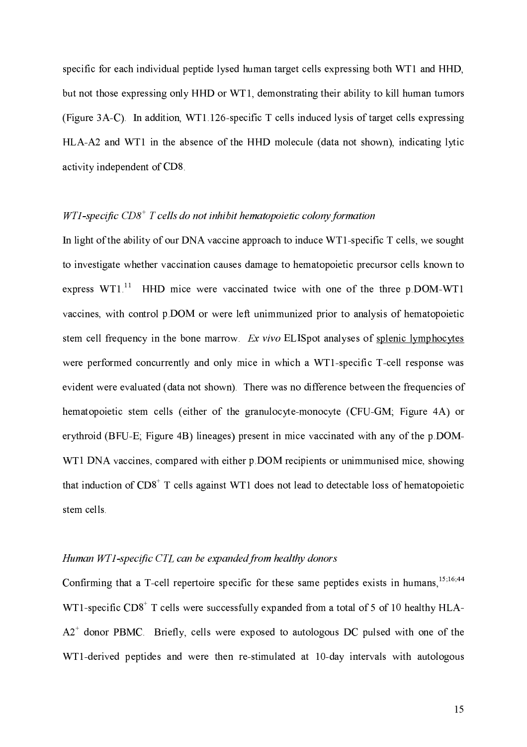specific for each individual peptide lysed human target cells expressing both WT1 and HHD, but not those expressing only HHD or WT1, demonstrating their ability to kill human tumors (Figure 3A-C). In addition, WT1.126-specific T cells induced lysis of target cells expressing HLA-A2 and WT1 in the absence of the HHD molecule (data not shown), indicating lytic activity independent of CD8.

### *WT1-specific CD8$^{+}$ T cells do not inhibit hematopoietic colony formation*

In light of the ability of our DNA vaccine approach to induce WT1-specific T cells, we sought to investigate whether vaccination causes damage to hematopoietic precursor cells known to express WT1.[11] HHD mice were vaccinated twice with one of the three p.DOM-WT1 vaccines, with control p.DOM or were left unimmunized prior to analysis of hematopoietic stem cell frequency in the bone marrow. *Ex vivo* ELISpot analyses of splenic lymphocytes were performed concurrently and only mice in which a WT1-specific T-cell response was evident were evaluated (data not shown). There was no difference between the frequencies of hematopoietic stem cells (either of the granulocyte-monocyte (CFU-GM; Figure 4A) or erythroid (BFU-E; Figure 4B) lineages) present in mice vaccinated with any of the p.DOM-WT1 DNA vaccines, compared with either p.DOM recipients or unimmunised mice, showing that induction of CD8$^{+}$ T cells against WT1 does not lead to detectable loss of hematopoietic stem cells.

### *Human WT1-specific CTL can be expanded from healthy donors*

Confirming that a T-cell repertoire specific for these same peptides exists in humans,[15;16;44] WT1-specific CD8$^{+}$ T cells were successfully expanded from a total of 5 of 10 healthy HLA-A2$^{+}$ donor PBMC. Briefly, cells were exposed to autologous DC pulsed with one of the WT1-derived peptides and were then re-stimulated at 10-day intervals with autologous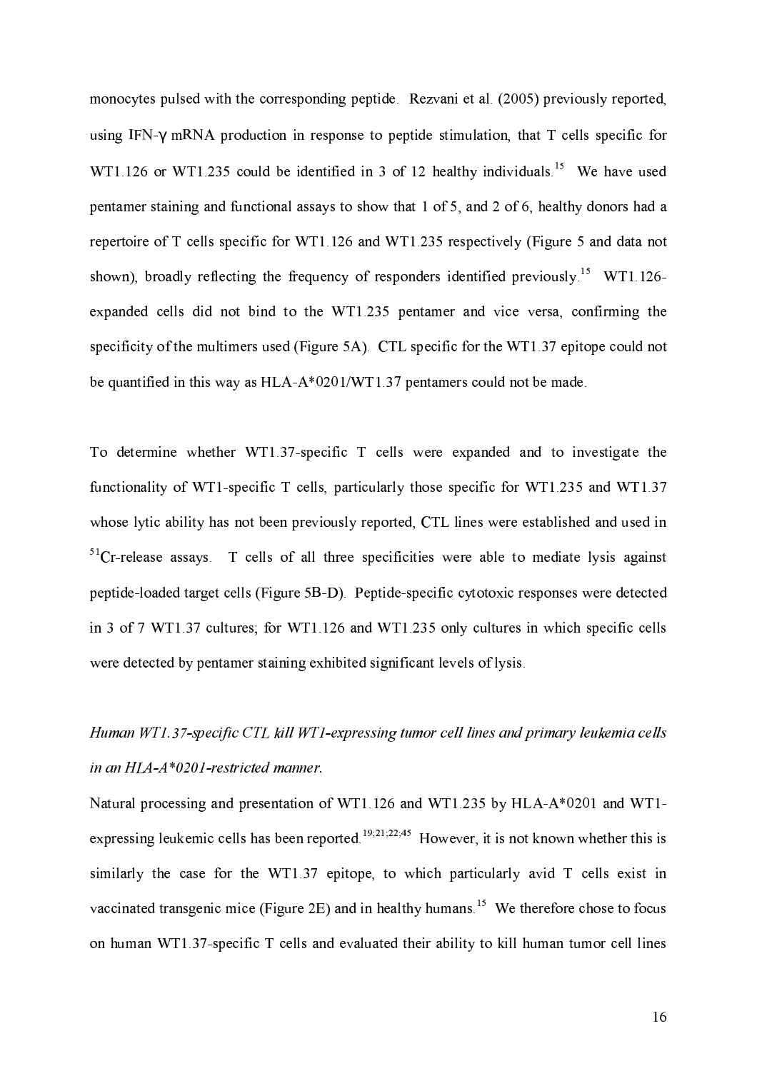monocytes pulsed with the corresponding peptide. Rezvani et al. (2005) previously reported, using IFN-γ mRNA production in response to peptide stimulation, that T cells specific for WT1.126 or WT1.235 could be identified in 3 of 12 healthy individuals.[15] We have used pentamer staining and functional assays to show that 1 of 5, and 2 of 6, healthy donors had a repertoire of T cells specific for WT1.126 and WT1.235 respectively (Figure 5 and data not shown), broadly reflecting the frequency of responders identified previously.[15] WT1.126-expanded cells did not bind to the WT1.235 pentamer and vice versa, confirming the specificity of the multimers used (Figure 5A). CTL specific for the WT1.37 epitope could not be quantified in this way as HLA-A*0201/WT1.37 pentamers could not be made.

To determine whether WT1.37-specific T cells were expanded and to investigate the functionality of WT1-specific T cells, particularly those specific for WT1.235 and WT1.37 whose lytic ability has not been previously reported, CTL lines were established and used in $^{51}$Cr-release assays. T cells of all three specificities were able to mediate lysis against peptide-loaded target cells (Figure 5B-D). Peptide-specific cytotoxic responses were detected in 3 of 7 WT1.37 cultures; for WT1.126 and WT1.235 only cultures in which specific cells were detected by pentamer staining exhibited significant levels of lysis.

*Human WT1.37-specific CTL kill WT1-expressing tumor cell lines and primary leukemia cells in an HLA-A*0201-restricted manner.*

Natural processing and presentation of WT1.126 and WT1.235 by HLA-A*0201 and WT1-expressing leukemic cells has been reported.[19;21;22;45] However, it is not known whether this is similarly the case for the WT1.37 epitope, to which particularly avid T cells exist in vaccinated transgenic mice (Figure 2E) and in healthy humans.[15] We therefore chose to focus on human WT1.37-specific T cells and evaluated their ability to kill human tumor cell lines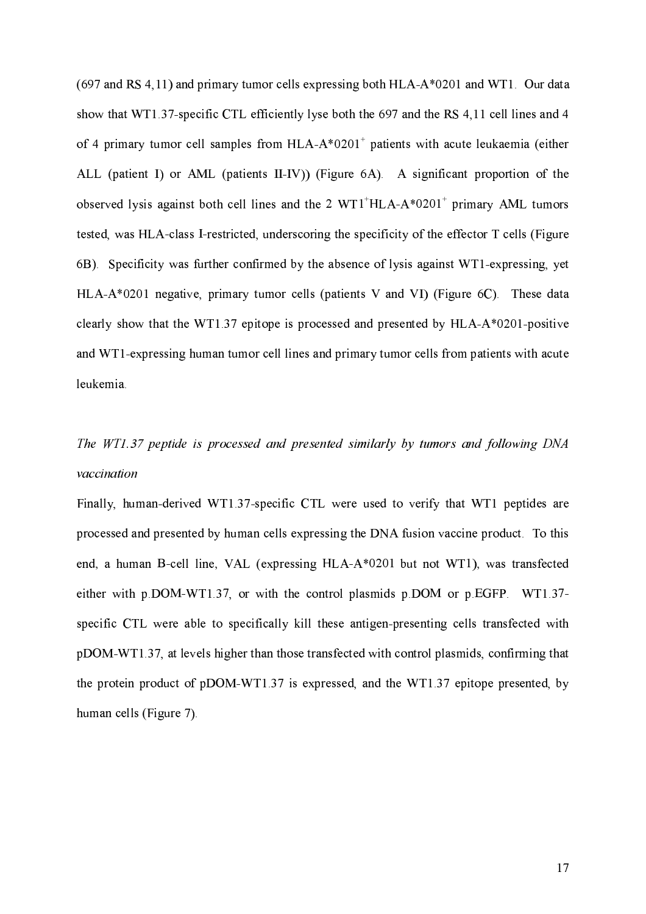(697 and RS 4,11) and primary tumor cells expressing both HLA-A*0201 and WT1. Our data show that WT1.37-specific CTL efficiently lyse both the 697 and the RS 4,11 cell lines and 4 of 4 primary tumor cell samples from HLA-A*0201$^+$ patients with acute leukaemia (either ALL (patient I) or AML (patients II-IV)) (Figure 6A). A significant proportion of the observed lysis against both cell lines and the 2 WT1$^+$HLA-A*0201$^+$ primary AML tumors tested, was HLA-class I-restricted, underscoring the specificity of the effector T cells (Figure 6B). Specificity was further confirmed by the absence of lysis against WT1-expressing, yet HLA-A*0201 negative, primary tumor cells (patients V and VI) (Figure 6C). These data clearly show that the WT1.37 epitope is processed and presented by HLA-A*0201-positive and WT1-expressing human tumor cell lines and primary tumor cells from patients with acute leukemia.

*The WT1.37 peptide is processed and presented similarly by tumors and following DNA vaccination*

Finally, human-derived WT1.37-specific CTL were used to verify that WT1 peptides are processed and presented by human cells expressing the DNA fusion vaccine product. To this end, a human B-cell line, VAL (expressing HLA-A*0201 but not WT1), was transfected either with p.DOM-WT1.37, or with the control plasmids p.DOM or p.EGFP. WT1.37-specific CTL were able to specifically kill these antigen-presenting cells transfected with pDOM-WT1.37, at levels higher than those transfected with control plasmids, confirming that the protein product of pDOM-WT1.37 is expressed, and the WT1.37 epitope presented, by human cells (Figure 7).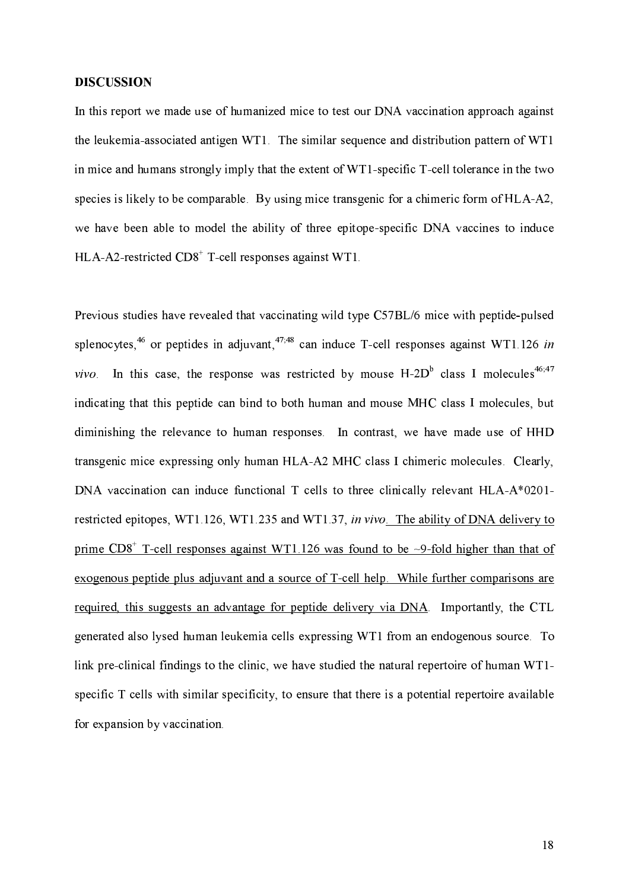**DISCUSSION**

In this report we made use of humanized mice to test our DNA vaccination approach against the leukemia-associated antigen WT1. The similar sequence and distribution pattern of WT1 in mice and humans strongly imply that the extent of WT1-specific T-cell tolerance in the two species is likely to be comparable. By using mice transgenic for a chimeric form of HLA-A2, we have been able to model the ability of three epitope-specific DNA vaccines to induce HLA-A2-restricted $CD8^+$ T-cell responses against WT1.

Previous studies have revealed that vaccinating wild type C57BL/6 mice with peptide-pulsed splenocytes,[46] or peptides in adjuvant,[47;48] can induce T-cell responses against WT1.126 *in vivo*. In this case, the response was restricted by mouse H-$2D^b$ class I molecules[46;47] indicating that this peptide can bind to both human and mouse MHC class I molecules, but diminishing the relevance to human responses. In contrast, we have made use of HHD transgenic mice expressing only human HLA-A2 MHC class I chimeric molecules. Clearly, DNA vaccination can induce functional T cells to three clinically relevant HLA-A*0201-restricted epitopes, WT1.126, WT1.235 and WT1.37, *in vivo*. <u>The ability of DNA delivery to prime $CD8^+$ T-cell responses against WT1.126 was found to be ~9-fold higher than that of exogenous peptide plus adjuvant and a source of T-cell help. While further comparisons are required, this suggests an advantage for peptide delivery via DNA</u>. Importantly, the CTL generated also lysed human leukemia cells expressing WT1 from an endogenous source. To link pre-clinical findings to the clinic, we have studied the natural repertoire of human WT1-specific T cells with similar specificity, to ensure that there is a potential repertoire available for expansion by vaccination.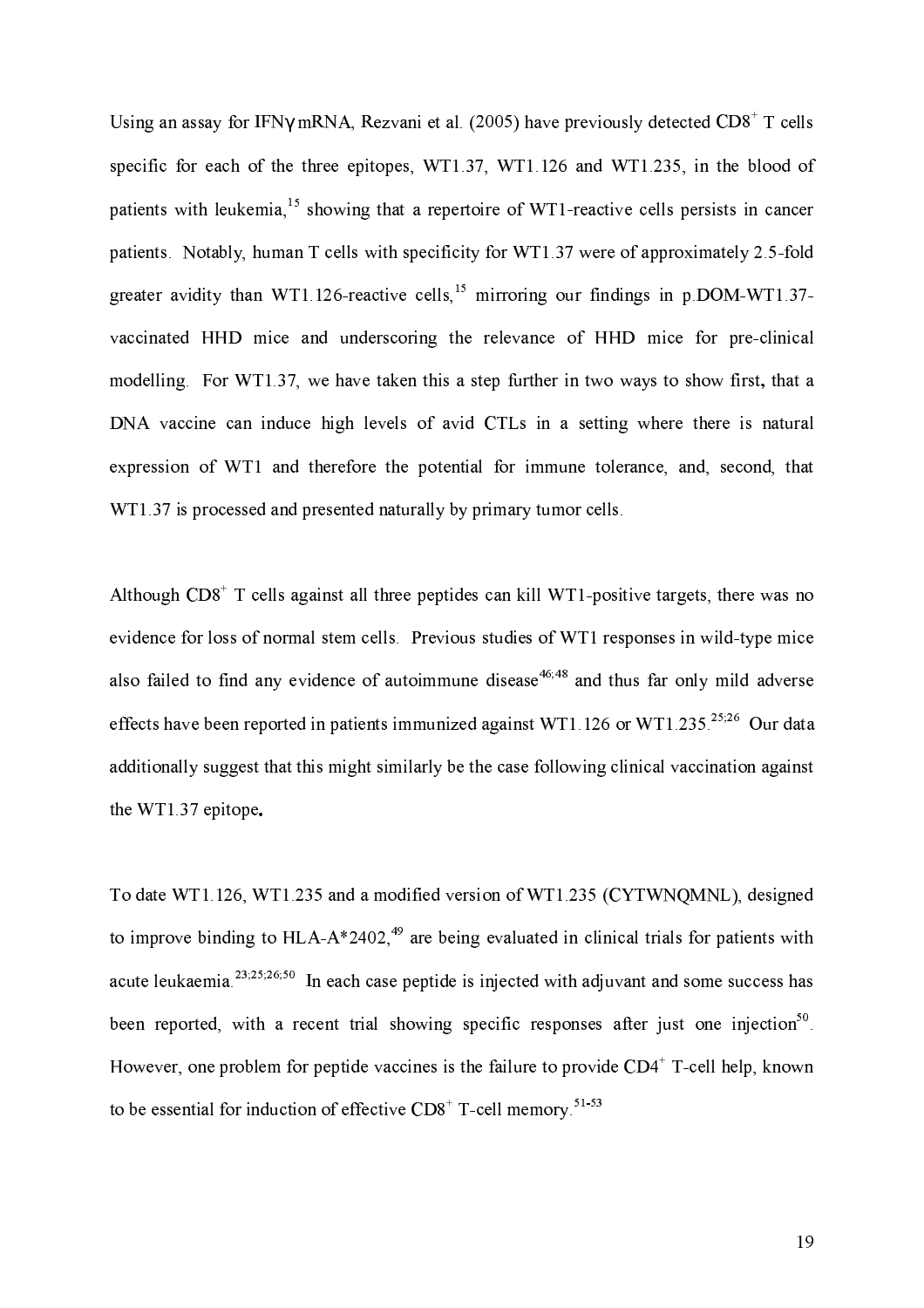Using an assay for IFNγ mRNA, Rezvani et al. (2005) have previously detected $CD8^+$ T cells specific for each of the three epitopes, WT1.37, WT1.126 and WT1.235, in the blood of patients with leukemia,[15] showing that a repertoire of WT1-reactive cells persists in cancer patients. Notably, human T cells with specificity for WT1.37 were of approximately 2.5-fold greater avidity than WT1.126-reactive cells,[15] mirroring our findings in p.DOM-WT1.37-vaccinated HHD mice and underscoring the relevance of HHD mice for pre-clinical modelling. For WT1.37, we have taken this a step further in two ways to show first, that a DNA vaccine can induce high levels of avid CTLs in a setting where there is natural expression of WT1 and therefore the potential for immune tolerance, and, second, that WT1.37 is processed and presented naturally by primary tumor cells.

Although $CD8^+$ T cells against all three peptides can kill WT1-positive targets, there was no evidence for loss of normal stem cells. Previous studies of WT1 responses in wild-type mice also failed to find any evidence of autoimmune disease[46;48] and thus far only mild adverse effects have been reported in patients immunized against WT1.126 or WT1.235.[25;26] Our data additionally suggest that this might similarly be the case following clinical vaccination against the WT1.37 epitope.

To date WT1.126, WT1.235 and a modified version of WT1.235 (CYTWNQMNL), designed to improve binding to HLA-A*2402,[49] are being evaluated in clinical trials for patients with acute leukaemia.[23;25;26;50] In each case peptide is injected with adjuvant and some success has been reported, with a recent trial showing specific responses after just one injection[50]. However, one problem for peptide vaccines is the failure to provide $CD4^+$ T-cell help, known to be essential for induction of effective $CD8^+$ T-cell memory.[51-53]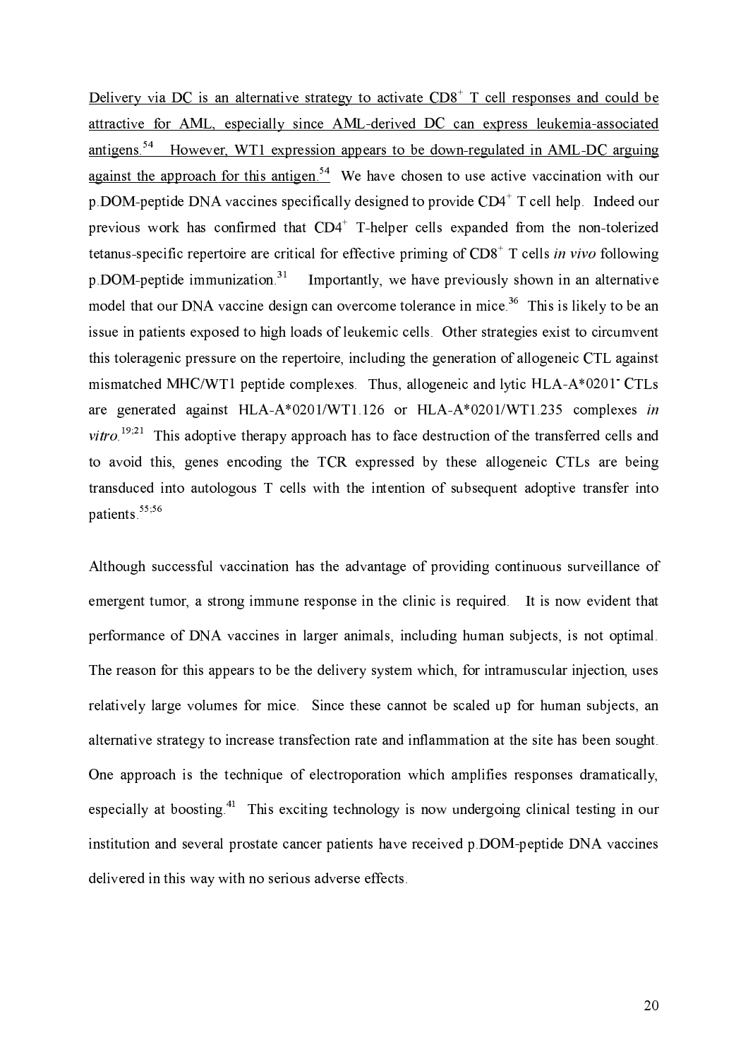Delivery via DC is an alternative strategy to activate $CD8^+$ T cell responses and could be attractive for AML, especially since AML-derived DC can express leukemia-associated antigens.[54] However, WT1 expression appears to be down-regulated in AML-DC arguing against the approach for this antigen.[54] We have chosen to use active vaccination with our p.DOM-peptide DNA vaccines specifically designed to provide $CD4^+$ T cell help. Indeed our previous work has confirmed that $CD4^+$ T-helper cells expanded from the non-tolerized tetanus-specific repertoire are critical for effective priming of $CD8^+$ T cells *in vivo* following p.DOM-peptide immunization.[31] Importantly, we have previously shown in an alternative model that our DNA vaccine design can overcome tolerance in mice.[36] This is likely to be an issue in patients exposed to high loads of leukemic cells. Other strategies exist to circumvent this toleragenic pressure on the repertoire, including the generation of allogeneic CTL against mismatched MHC/WT1 peptide complexes. Thus, allogeneic and lytic HLA-A*0201$^-$ CTLs are generated against HLA-A*0201/WT1.126 or HLA-A*0201/WT1.235 complexes *in vitro*.[19;21] This adoptive therapy approach has to face destruction of the transferred cells and to avoid this, genes encoding the TCR expressed by these allogeneic CTLs are being transduced into autologous T cells with the intention of subsequent adoptive transfer into patients.[55;56]

Although successful vaccination has the advantage of providing continuous surveillance of emergent tumor, a strong immune response in the clinic is required. It is now evident that performance of DNA vaccines in larger animals, including human subjects, is not optimal. The reason for this appears to be the delivery system which, for intramuscular injection, uses relatively large volumes for mice. Since these cannot be scaled up for human subjects, an alternative strategy to increase transfection rate and inflammation at the site has been sought. One approach is the technique of electroporation which amplifies responses dramatically, especially at boosting.[41] This exciting technology is now undergoing clinical testing in our institution and several prostate cancer patients have received p.DOM-peptide DNA vaccines delivered in this way with no serious adverse effects.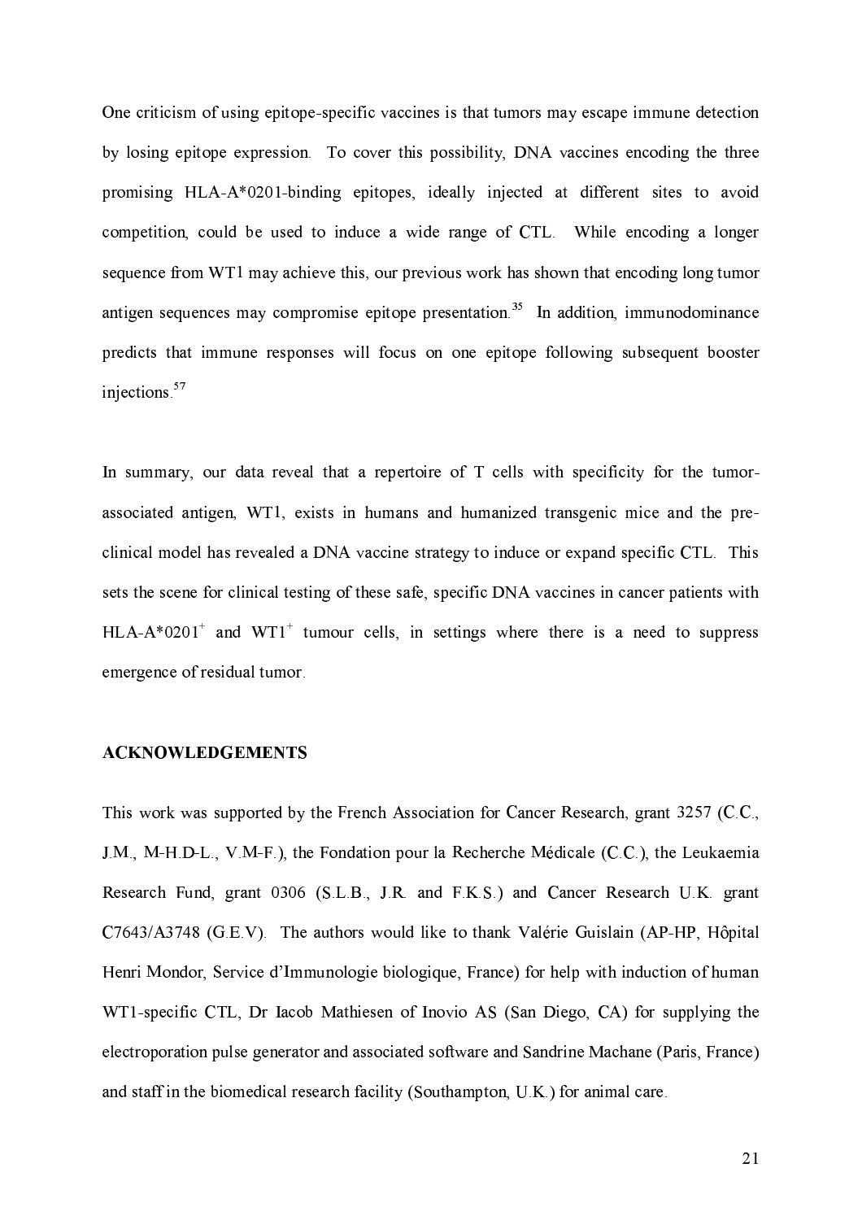One criticism of using epitope-specific vaccines is that tumors may escape immune detection by losing epitope expression. To cover this possibility, DNA vaccines encoding the three promising HLA-A*0201-binding epitopes, ideally injected at different sites to avoid competition, could be used to induce a wide range of CTL. While encoding a longer sequence from WT1 may achieve this, our previous work has shown that encoding long tumor antigen sequences may compromise epitope presentation.[35] In addition, immunodominance predicts that immune responses will focus on one epitope following subsequent booster injections.[57]

In summary, our data reveal that a repertoire of T cells with specificity for the tumor-associated antigen, WT1, exists in humans and humanized transgenic mice and the pre-clinical model has revealed a DNA vaccine strategy to induce or expand specific CTL. This sets the scene for clinical testing of these safe, specific DNA vaccines in cancer patients with HLA-A*0201$^{+}$ and WT1$^{+}$ tumour cells, in settings where there is a need to suppress emergence of residual tumor.

## ACKNOWLEDGEMENTS

This work was supported by the French Association for Cancer Research, grant 3257 (C.C., J.M., M-H.D-L., V.M-F.), the Fondation pour la Recherche Médicale (C.C.), the Leukaemia Research Fund, grant 0306 (S.L.B., J.R. and F.K.S.) and Cancer Research U.K. grant C7643/A3748 (G.E.V). The authors would like to thank Valérie Guislain (AP-HP, Hôpital Henri Mondor, Service d'Immunologie biologique, France) for help with induction of human WT1-specific CTL, Dr Iacob Mathiesen of Inovio AS (San Diego, CA) for supplying the electroporation pulse generator and associated software and Sandrine Machane (Paris, France) and staff in the biomedical research facility (Southampton, U.K.) for animal care.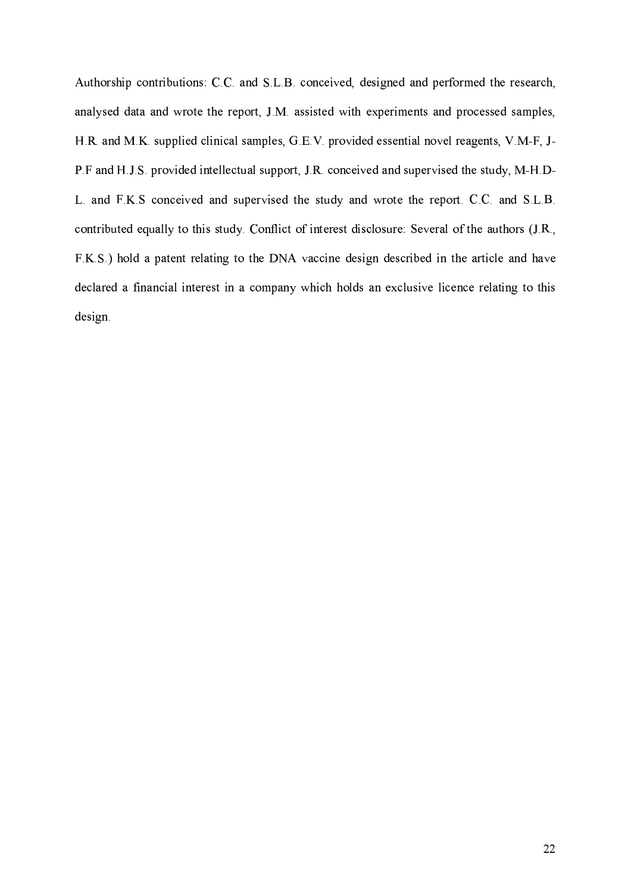Authorship contributions: C.C. and S.L.B. conceived, designed and performed the research, analysed data and wrote the report, J.M. assisted with experiments and processed samples, H.R. and M.K. supplied clinical samples, G.E.V. provided essential novel reagents, V.M-F, J-P.F and H.J.S. provided intellectual support, J.R. conceived and supervised the study, M-H.D-L. and F.K.S conceived and supervised the study and wrote the report. C.C. and S.L.B. contributed equally to this study. Conflict of interest disclosure: Several of the authors (J.R., F.K.S.) hold a patent relating to the DNA vaccine design described in the article and have declared a financial interest in a company which holds an exclusive licence relating to this design.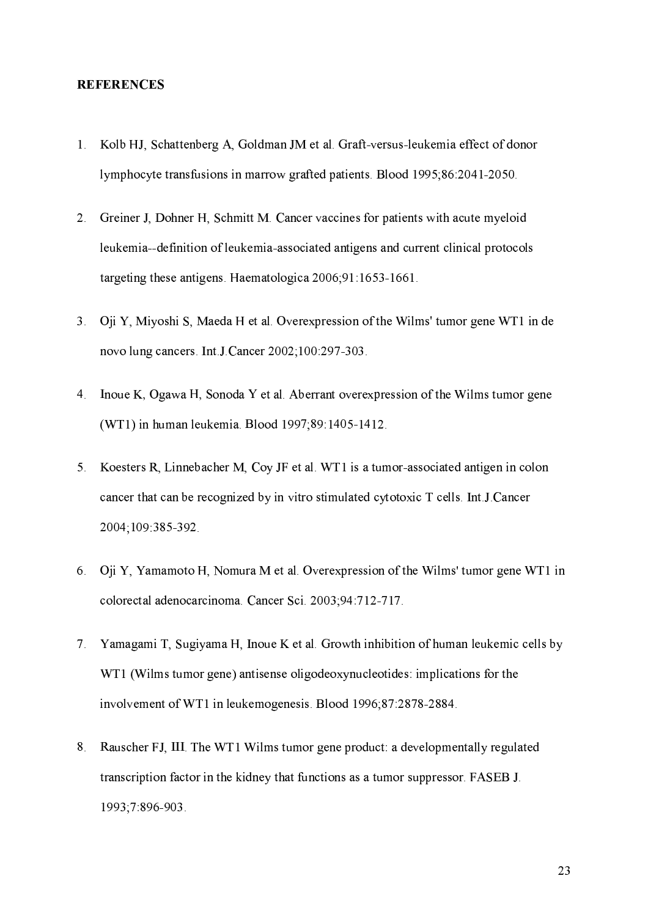**REFERENCES**

1. Kolb HJ, Schattenberg A, Goldman JM et al. Graft-versus-leukemia effect of donor lymphocyte transfusions in marrow grafted patients. Blood 1995;86:2041-2050.

2. Greiner J, Dohner H, Schmitt M. Cancer vaccines for patients with acute myeloid leukemia--definition of leukemia-associated antigens and current clinical protocols targeting these antigens. Haematologica 2006;91:1653-1661.

3. Oji Y, Miyoshi S, Maeda H et al. Overexpression of the Wilms' tumor gene WT1 in de novo lung cancers. Int.J.Cancer 2002;100:297-303.

4. Inoue K, Ogawa H, Sonoda Y et al. Aberrant overexpression of the Wilms tumor gene (WT1) in human leukemia. Blood 1997;89:1405-1412.

5. Koesters R, Linnebacher M, Coy JF et al. WT1 is a tumor-associated antigen in colon cancer that can be recognized by in vitro stimulated cytotoxic T cells. Int.J.Cancer 2004;109:385-392.

6. Oji Y, Yamamoto H, Nomura M et al. Overexpression of the Wilms' tumor gene WT1 in colorectal adenocarcinoma. Cancer Sci. 2003;94:712-717.

7. Yamagami T, Sugiyama H, Inoue K et al. Growth inhibition of human leukemic cells by WT1 (Wilms tumor gene) antisense oligodeoxynucleotides: implications for the involvement of WT1 in leukemogenesis. Blood 1996;87:2878-2884.

8. Rauscher FJ, III. The WT1 Wilms tumor gene product: a developmentally regulated transcription factor in the kidney that functions as a tumor suppressor. FASEB J. 1993;7:896-903.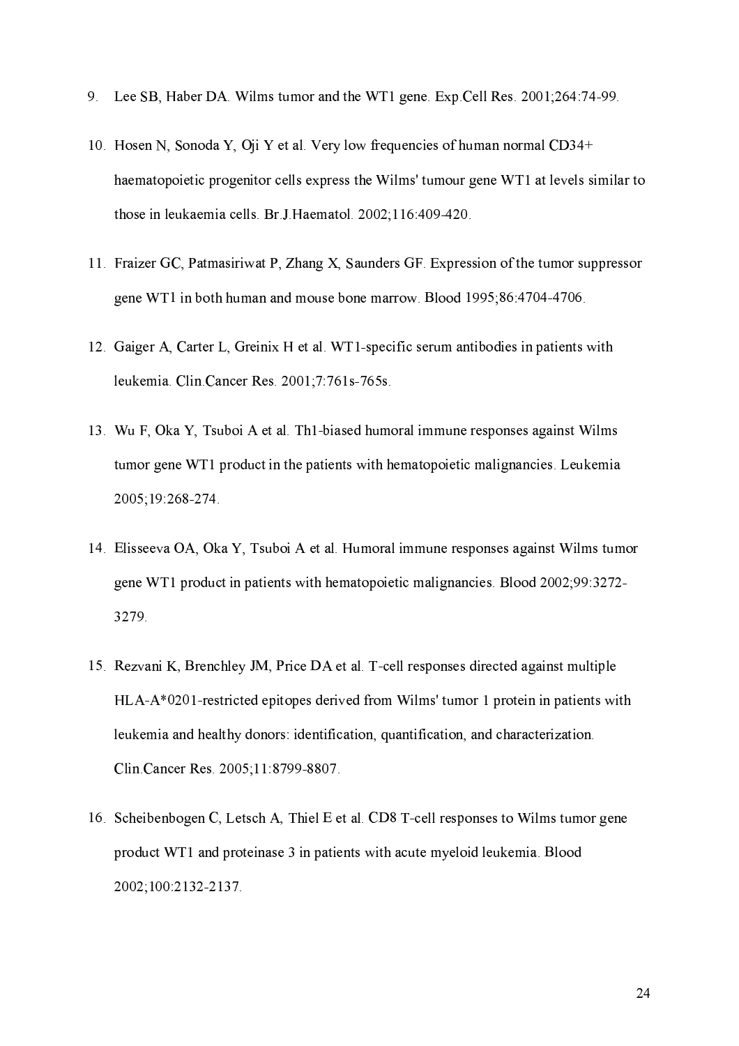9. Lee SB, Haber DA. Wilms tumor and the WT1 gene. Exp.Cell Res. 2001;264:74-99.

10. Hosen N, Sonoda Y, Oji Y et al. Very low frequencies of human normal CD34+ haematopoietic progenitor cells express the Wilms' tumour gene WT1 at levels similar to those in leukaemia cells. Br.J.Haematol. 2002;116:409-420.

11. Fraizer GC, Patmasiriwat P, Zhang X, Saunders GF. Expression of the tumor suppressor gene WT1 in both human and mouse bone marrow. Blood 1995;86:4704-4706.

12. Gaiger A, Carter L, Greinix H et al. WT1-specific serum antibodies in patients with leukemia. Clin.Cancer Res. 2001;7:761s-765s.

13. Wu F, Oka Y, Tsuboi A et al. Th1-biased humoral immune responses against Wilms tumor gene WT1 product in the patients with hematopoietic malignancies. Leukemia 2005;19:268-274.

14. Elisseeva OA, Oka Y, Tsuboi A et al. Humoral immune responses against Wilms tumor gene WT1 product in patients with hematopoietic malignancies. Blood 2002;99:3272-3279.

15. Rezvani K, Brenchley JM, Price DA et al. T-cell responses directed against multiple HLA-A*0201-restricted epitopes derived from Wilms' tumor 1 protein in patients with leukemia and healthy donors: identification, quantification, and characterization. Clin.Cancer Res. 2005;11:8799-8807.

16. Scheibenbogen C, Letsch A, Thiel E et al. CD8 T-cell responses to Wilms tumor gene product WT1 and proteinase 3 in patients with acute myeloid leukemia. Blood 2002;100:2132-2137.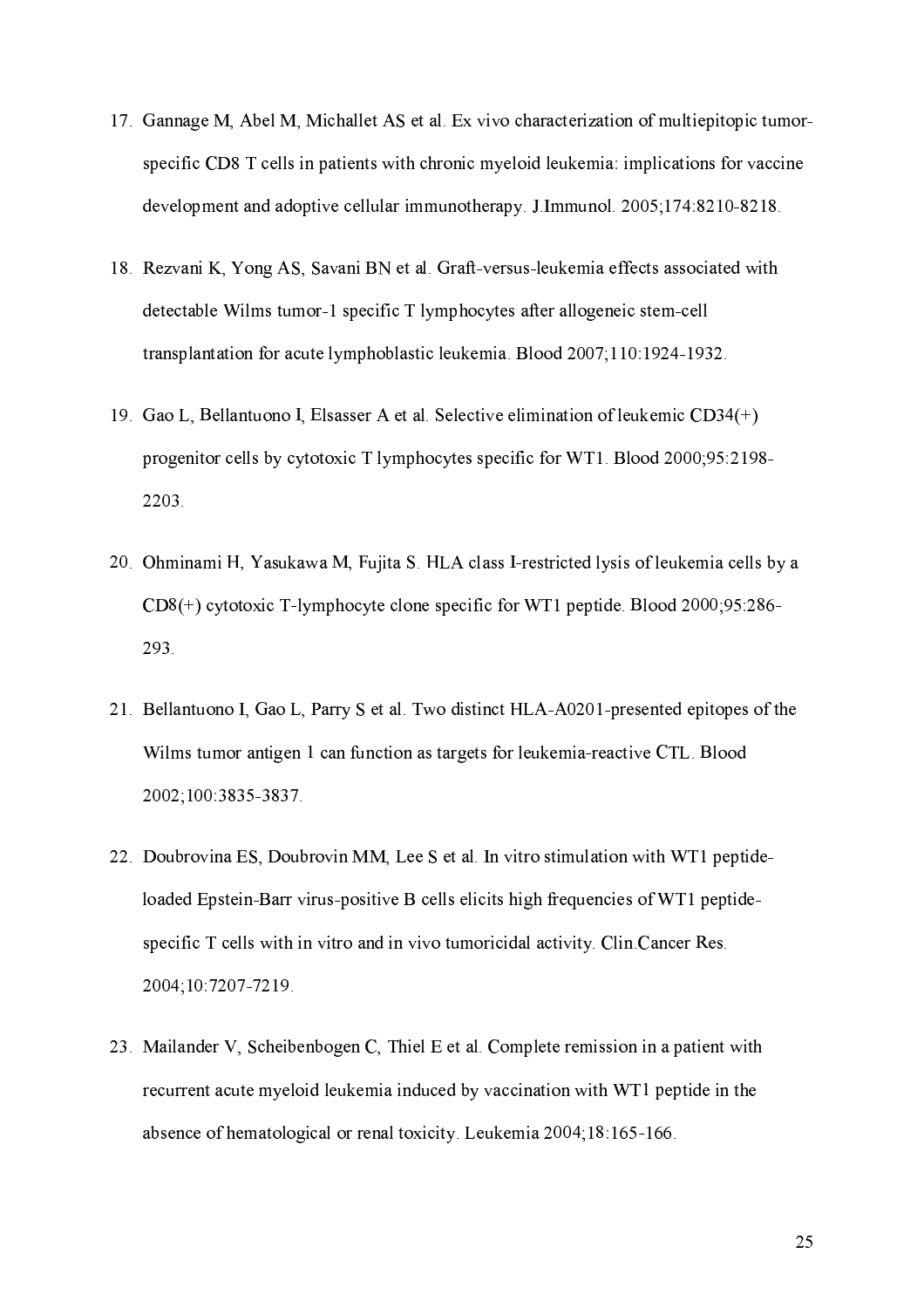17. Gannage M, Abel M, Michallet AS et al. Ex vivo characterization of multiepitopic tumor-specific CD8 T cells in patients with chronic myeloid leukemia: implications for vaccine development and adoptive cellular immunotherapy. J.Immunol. 2005;174:8210-8218.

18. Rezvani K, Yong AS, Savani BN et al. Graft-versus-leukemia effects associated with detectable Wilms tumor-1 specific T lymphocytes after allogeneic stem-cell transplantation for acute lymphoblastic leukemia. Blood 2007;110:1924-1932.

19. Gao L, Bellantuono I, Elsasser A et al. Selective elimination of leukemic CD34(+) progenitor cells by cytotoxic T lymphocytes specific for WT1. Blood 2000;95:2198-2203.

20. Ohminami H, Yasukawa M, Fujita S. HLA class I-restricted lysis of leukemia cells by a CD8(+) cytotoxic T-lymphocyte clone specific for WT1 peptide. Blood 2000;95:286-293.

21. Bellantuono I, Gao L, Parry S et al. Two distinct HLA-A0201-presented epitopes of the Wilms tumor antigen 1 can function as targets for leukemia-reactive CTL. Blood 2002;100:3835-3837.

22. Doubrovina ES, Doubrovin MM, Lee S et al. In vitro stimulation with WT1 peptide-loaded Epstein-Barr virus-positive B cells elicits high frequencies of WT1 peptide-specific T cells with in vitro and in vivo tumoricidal activity. Clin.Cancer Res. 2004;10:7207-7219.

23. Mailander V, Scheibenbogen C, Thiel E et al. Complete remission in a patient with recurrent acute myeloid leukemia induced by vaccination with WT1 peptide in the absence of hematological or renal toxicity. Leukemia 2004;18:165-166.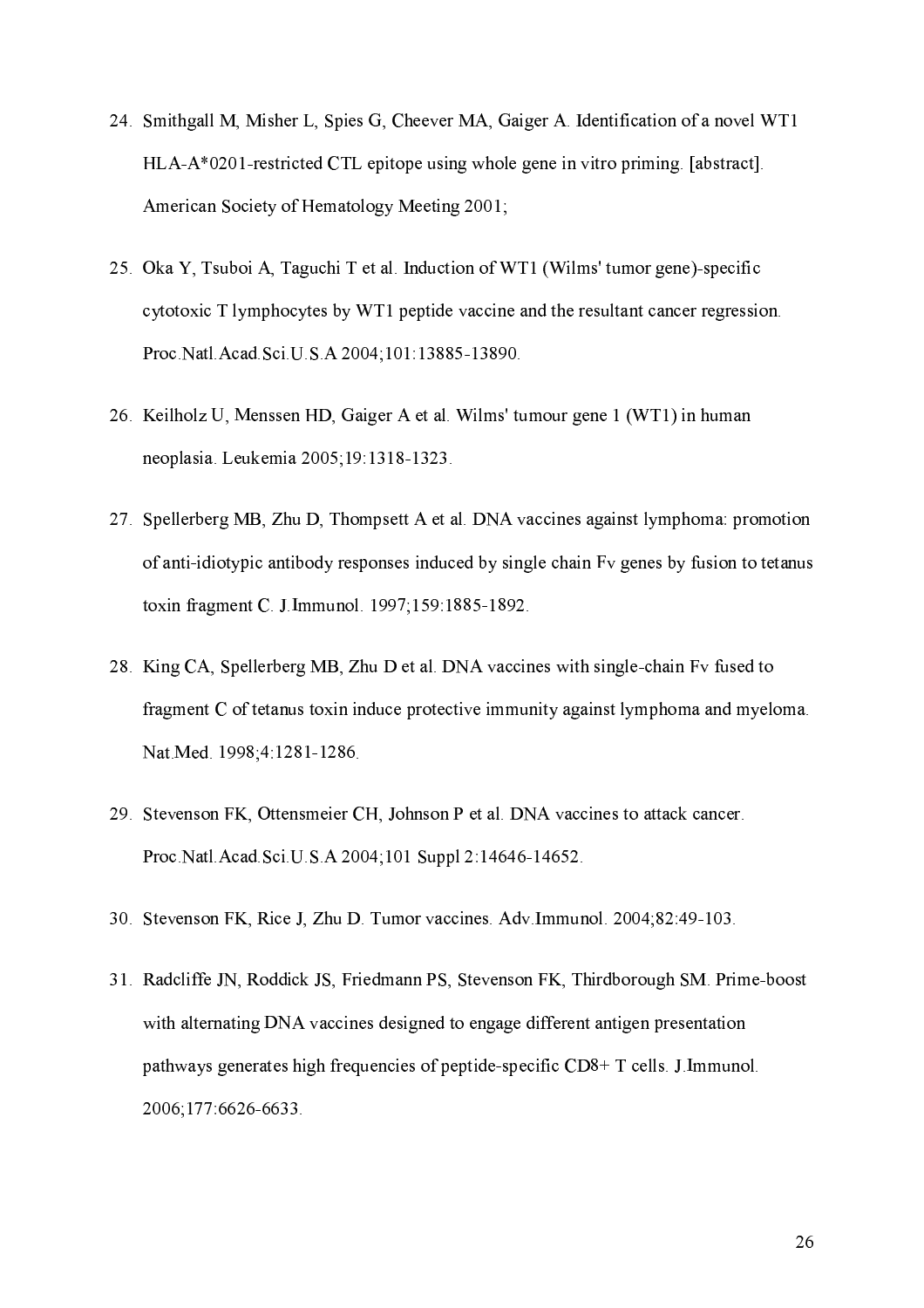24. Smithgall M, Misher L, Spies G, Cheever MA, Gaiger A. Identification of a novel WT1 HLA-A*0201-restricted CTL epitope using whole gene in vitro priming. [abstract]. American Society of Hematology Meeting 2001;

25. Oka Y, Tsuboi A, Taguchi T et al. Induction of WT1 (Wilms' tumor gene)-specific cytotoxic T lymphocytes by WT1 peptide vaccine and the resultant cancer regression. Proc.Natl.Acad.Sci.U.S.A 2004;101:13885-13890.

26. Keilholz U, Menssen HD, Gaiger A et al. Wilms' tumour gene 1 (WT1) in human neoplasia. Leukemia 2005;19:1318-1323.

27. Spellerberg MB, Zhu D, Thompsett A et al. DNA vaccines against lymphoma: promotion of anti-idiotypic antibody responses induced by single chain Fv genes by fusion to tetanus toxin fragment C. J.Immunol. 1997;159:1885-1892.

28. King CA, Spellerberg MB, Zhu D et al. DNA vaccines with single-chain Fv fused to fragment C of tetanus toxin induce protective immunity against lymphoma and myeloma. Nat.Med. 1998;4:1281-1286.

29. Stevenson FK, Ottensmeier CH, Johnson P et al. DNA vaccines to attack cancer. Proc.Natl.Acad.Sci.U.S.A 2004;101 Suppl 2:14646-14652.

30. Stevenson FK, Rice J, Zhu D. Tumor vaccines. Adv.Immunol. 2004;82:49-103.

31. Radcliffe JN, Roddick JS, Friedmann PS, Stevenson FK, Thirdborough SM. Prime-boost with alternating DNA vaccines designed to engage different antigen presentation pathways generates high frequencies of peptide-specific CD8+ T cells. J.Immunol. 2006;177:6626-6633.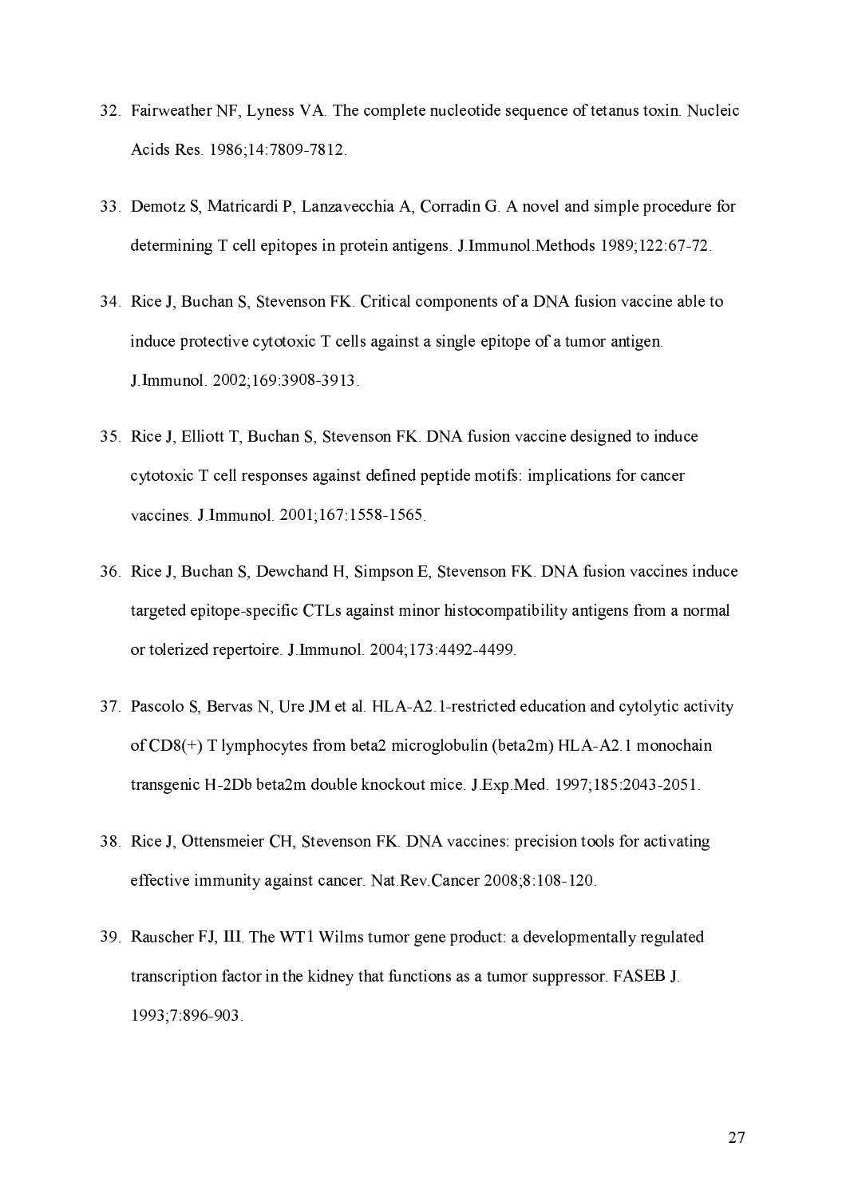32. Fairweather NF, Lyness VA. The complete nucleotide sequence of tetanus toxin. Nucleic Acids Res. 1986;14:7809-7812.

33. Demotz S, Matricardi P, Lanzavecchia A, Corradin G. A novel and simple procedure for determining T cell epitopes in protein antigens. J.Immunol.Methods 1989;122:67-72.

34. Rice J, Buchan S, Stevenson FK. Critical components of a DNA fusion vaccine able to induce protective cytotoxic T cells against a single epitope of a tumor antigen. J.Immunol. 2002;169:3908-3913.

35. Rice J, Elliott T, Buchan S, Stevenson FK. DNA fusion vaccine designed to induce cytotoxic T cell responses against defined peptide motifs: implications for cancer vaccines. J.Immunol. 2001;167:1558-1565.

36. Rice J, Buchan S, Dewchand H, Simpson E, Stevenson FK. DNA fusion vaccines induce targeted epitope-specific CTLs against minor histocompatibility antigens from a normal or tolerized repertoire. J.Immunol. 2004;173:4492-4499.

37. Pascolo S, Bervas N, Ure JM et al. HLA-A2.1-restricted education and cytolytic activity of CD8(+) T lymphocytes from beta2 microglobulin (beta2m) HLA-A2.1 monochain transgenic H-2Db beta2m double knockout mice. J.Exp.Med. 1997;185:2043-2051.

38. Rice J, Ottensmeier CH, Stevenson FK. DNA vaccines: precision tools for activating effective immunity against cancer. Nat.Rev.Cancer 2008;8:108-120.

39. Rauscher FJ, III. The WT1 Wilms tumor gene product: a developmentally regulated transcription factor in the kidney that functions as a tumor suppressor. FASEB J. 1993;7:896-903.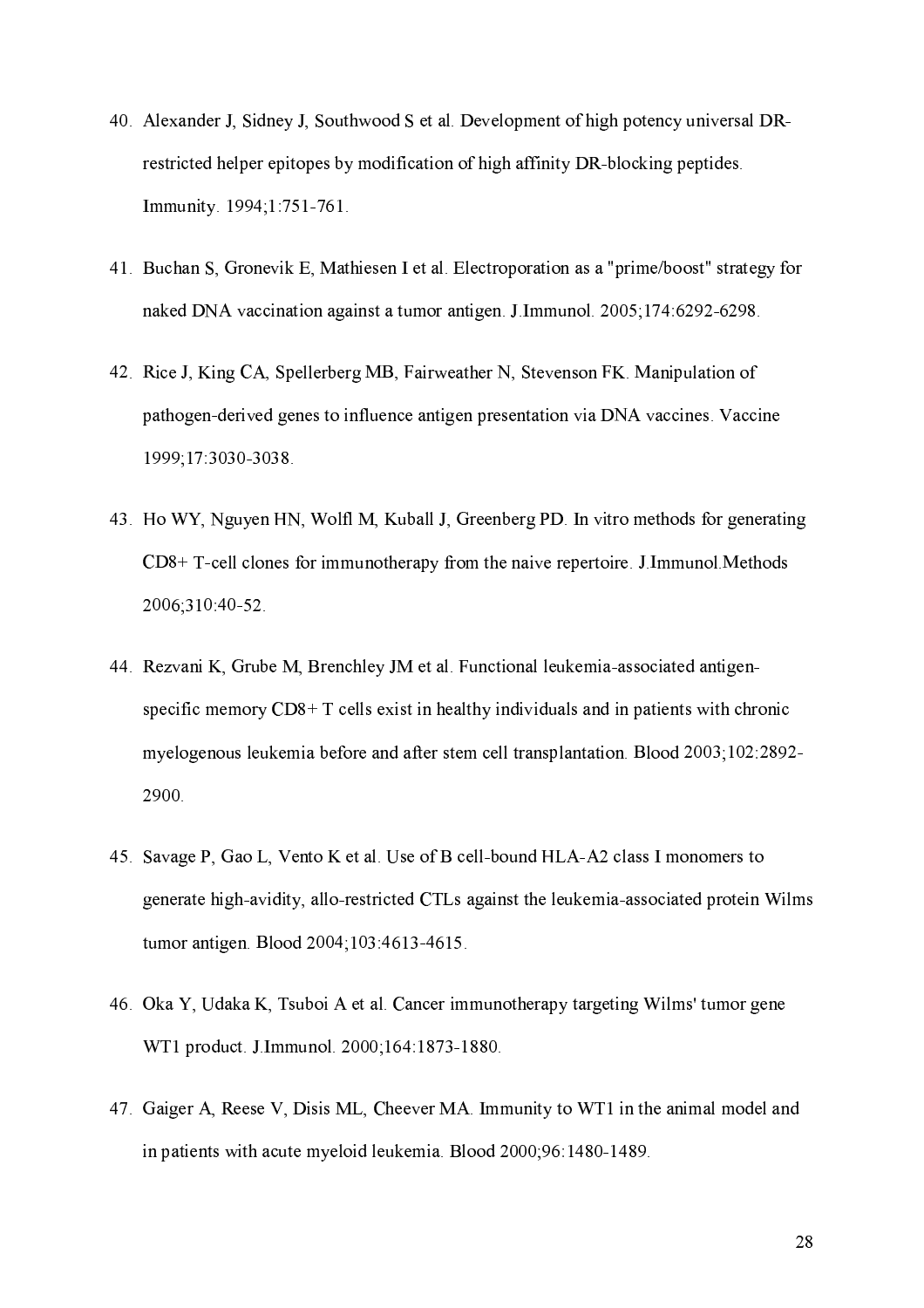40. Alexander J, Sidney J, Southwood S et al. Development of high potency universal DR-restricted helper epitopes by modification of high affinity DR-blocking peptides. Immunity. 1994;1:751-761.

41. Buchan S, Gronevik E, Mathiesen I et al. Electroporation as a "prime/boost" strategy for naked DNA vaccination against a tumor antigen. J.Immunol. 2005;174:6292-6298.

42. Rice J, King CA, Spellerberg MB, Fairweather N, Stevenson FK. Manipulation of pathogen-derived genes to influence antigen presentation via DNA vaccines. Vaccine 1999;17:3030-3038.

43. Ho WY, Nguyen HN, Wolfl M, Kuball J, Greenberg PD. In vitro methods for generating CD8+ T-cell clones for immunotherapy from the naive repertoire. J.Immunol.Methods 2006;310:40-52.

44. Rezvani K, Grube M, Brenchley JM et al. Functional leukemia-associated antigen-specific memory CD8+ T cells exist in healthy individuals and in patients with chronic myelogenous leukemia before and after stem cell transplantation. Blood 2003;102:2892-2900.

45. Savage P, Gao L, Vento K et al. Use of B cell-bound HLA-A2 class I monomers to generate high-avidity, allo-restricted CTLs against the leukemia-associated protein Wilms tumor antigen. Blood 2004;103:4613-4615.

46. Oka Y, Udaka K, Tsuboi A et al. Cancer immunotherapy targeting Wilms' tumor gene WT1 product. J.Immunol. 2000;164:1873-1880.

47. Gaiger A, Reese V, Disis ML, Cheever MA. Immunity to WT1 in the animal model and in patients with acute myeloid leukemia. Blood 2000;96:1480-1489.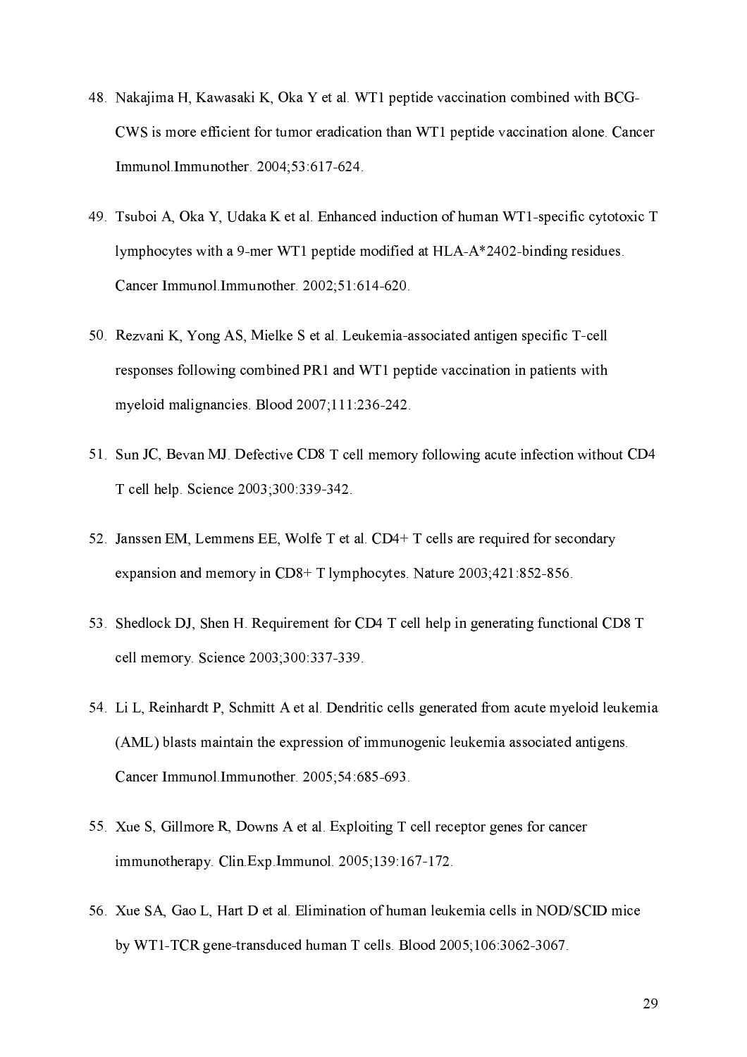48. Nakajima H, Kawasaki K, Oka Y et al. WT1 peptide vaccination combined with BCG-CWS is more efficient for tumor eradication than WT1 peptide vaccination alone. Cancer Immunol.Immunother. 2004;53:617-624.

49. Tsuboi A, Oka Y, Udaka K et al. Enhanced induction of human WT1-specific cytotoxic T lymphocytes with a 9-mer WT1 peptide modified at HLA-A*2402-binding residues. Cancer Immunol.Immunother. 2002;51:614-620.

50. Rezvani K, Yong AS, Mielke S et al. Leukemia-associated antigen specific T-cell responses following combined PR1 and WT1 peptide vaccination in patients with myeloid malignancies. Blood 2007;111:236-242.

51. Sun JC, Bevan MJ. Defective CD8 T cell memory following acute infection without CD4 T cell help. Science 2003;300:339-342.

52. Janssen EM, Lemmens EE, Wolfe T et al. CD4+ T cells are required for secondary expansion and memory in CD8+ T lymphocytes. Nature 2003;421:852-856.

53. Shedlock DJ, Shen H. Requirement for CD4 T cell help in generating functional CD8 T cell memory. Science 2003;300:337-339.

54. Li L, Reinhardt P, Schmitt A et al. Dendritic cells generated from acute myeloid leukemia (AML) blasts maintain the expression of immunogenic leukemia associated antigens. Cancer Immunol.Immunother. 2005;54:685-693.

55. Xue S, Gillmore R, Downs A et al. Exploiting T cell receptor genes for cancer immunotherapy. Clin.Exp.Immunol. 2005;139:167-172.

56. Xue SA, Gao L, Hart D et al. Elimination of human leukemia cells in NOD/SCID mice by WT1-TCR gene-transduced human T cells. Blood 2005;106:3062-3067.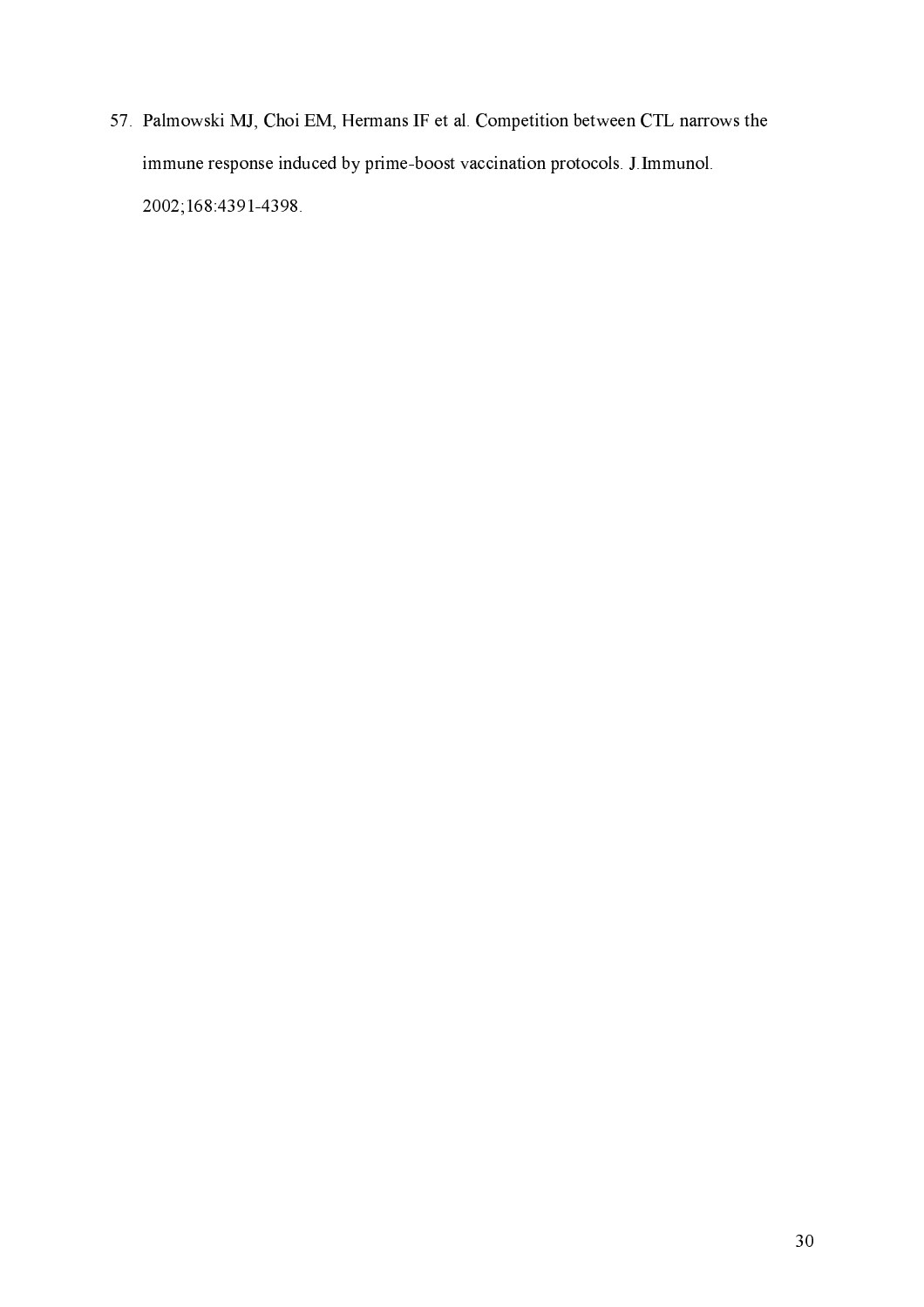57. Palmowski MJ, Choi EM, Hermans IF et al. Competition between CTL narrows the immune response induced by prime-boost vaccination protocols. J.Immunol. 2002;168:4391-4398.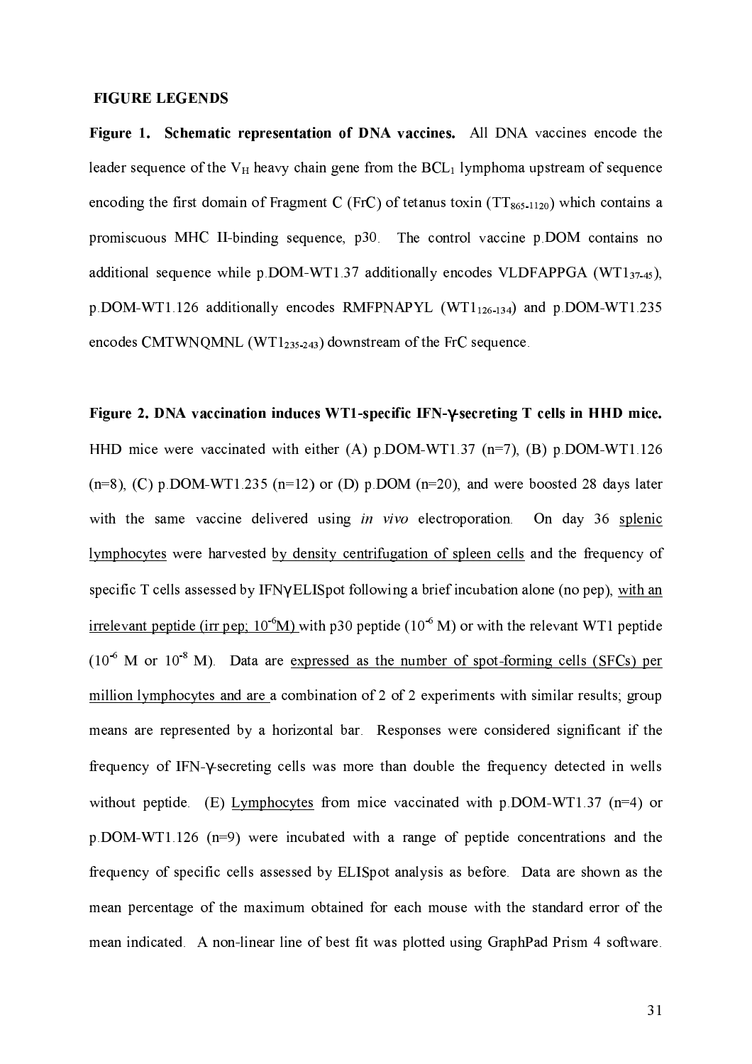**FIGURE LEGENDS**

**Figure 1. Schematic representation of DNA vaccines.** All DNA vaccines encode the leader sequence of the $V_H$ heavy chain gene from the $BCL_1$ lymphoma upstream of sequence encoding the first domain of Fragment C (FrC) of tetanus toxin ($TT_{865-1120}$) which contains a promiscuous MHC II-binding sequence, p30. The control vaccine p.DOM contains no additional sequence while p.DOM-WT1.37 additionally encodes VLDFAPPGA ($WT1_{37-45}$), p.DOM-WT1.126 additionally encodes RMFPNAPYL ($WT1_{126-134}$) and p.DOM-WT1.235 encodes CMTWNQMNL ($WT1_{235-243}$) downstream of the FrC sequence.

**Figure 2. DNA vaccination induces WT1-specific IFN-γ-secreting T cells in HHD mice.** HHD mice were vaccinated with either (A) p.DOM-WT1.37 (n=7), (B) p.DOM-WT1.126 (n=8), (C) p.DOM-WT1.235 (n=12) or (D) p.DOM (n=20), and were boosted 28 days later with the same vaccine delivered using *in vivo* electroporation. On day 36 splenic lymphocytes were harvested by density centrifugation of spleen cells and the frequency of specific T cells assessed by IFNγ ELISpot following a brief incubation alone (no pep), with an irrelevant peptide (irr pep; $10^{-6}$M) with p30 peptide ($10^{-6}$ M) or with the relevant WT1 peptide ($10^{-6}$ M or $10^{-8}$ M). Data are expressed as the number of spot-forming cells (SFCs) per million lymphocytes and are a combination of 2 of 2 experiments with similar results; group means are represented by a horizontal bar. Responses were considered significant if the frequency of IFN-γ-secreting cells was more than double the frequency detected in wells without peptide. (E) Lymphocytes from mice vaccinated with p.DOM-WT1.37 (n=4) or p.DOM-WT1.126 (n=9) were incubated with a range of peptide concentrations and the frequency of specific cells assessed by ELISpot analysis as before. Data are shown as the mean percentage of the maximum obtained for each mouse with the standard error of the mean indicated. A non-linear line of best fit was plotted using GraphPad Prism 4 software.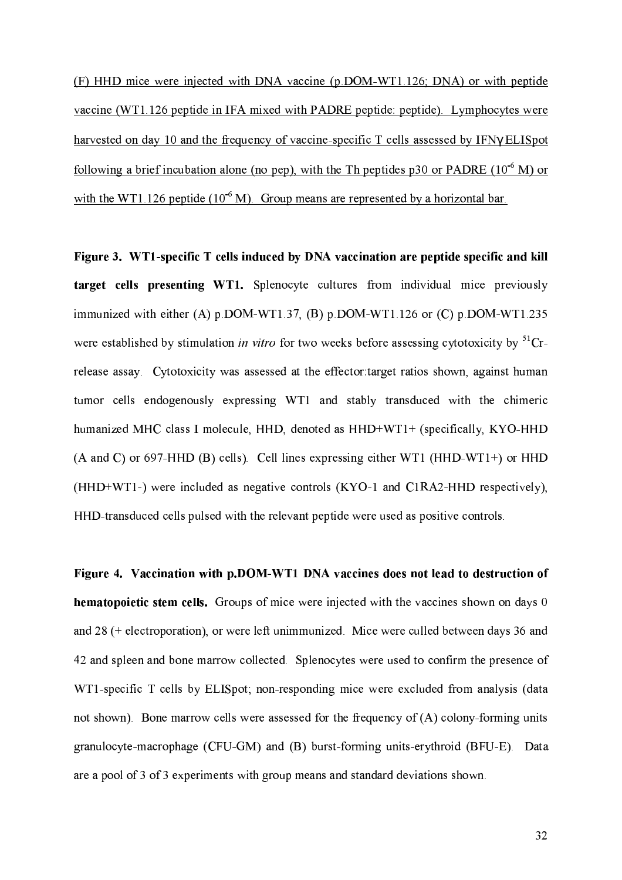(F) HHD mice were injected with DNA vaccine (p.DOM-WT1.126; DNA) or with peptide vaccine (WT1.126 peptide in IFA mixed with PADRE peptide: peptide). Lymphocytes were harvested on day 10 and the frequency of vaccine-specific T cells assessed by IFNγ ELISpot following a brief incubation alone (no pep), with the Th peptides p30 or PADRE ($10^{-6}$ M) or with the WT1.126 peptide ($10^{-6}$ M). Group means are represented by a horizontal bar.

**Figure 3. WT1-specific T cells induced by DNA vaccination are peptide specific and kill target cells presenting WT1.** Splenocyte cultures from individual mice previously immunized with either (A) p.DOM-WT1.37, (B) p.DOM-WT1.126 or (C) p.DOM-WT1.235 were established by stimulation *in vitro* for two weeks before assessing cytotoxicity by $^{51}$Cr-release assay. Cytotoxicity was assessed at the effector:target ratios shown, against human tumor cells endogenously expressing WT1 and stably transduced with the chimeric humanized MHC class I molecule, HHD, denoted as HHD+WT1+ (specifically, KYO-HHD (A and C) or 697-HHD (B) cells). Cell lines expressing either WT1 (HHD-WT1+) or HHD (HHD+WT1-) were included as negative controls (KYO-1 and C1RA2-HHD respectively), HHD-transduced cells pulsed with the relevant peptide were used as positive controls.

**Figure 4. Vaccination with p.DOM-WT1 DNA vaccines does not lead to destruction of hematopoietic stem cells.** Groups of mice were injected with the vaccines shown on days 0 and 28 (+ electroporation), or were left unimmunized. Mice were culled between days 36 and 42 and spleen and bone marrow collected. Splenocytes were used to confirm the presence of WT1-specific T cells by ELISpot; non-responding mice were excluded from analysis (data not shown). Bone marrow cells were assessed for the frequency of (A) colony-forming units granulocyte-macrophage (CFU-GM) and (B) burst-forming units-erythroid (BFU-E). Data are a pool of 3 of 3 experiments with group means and standard deviations shown.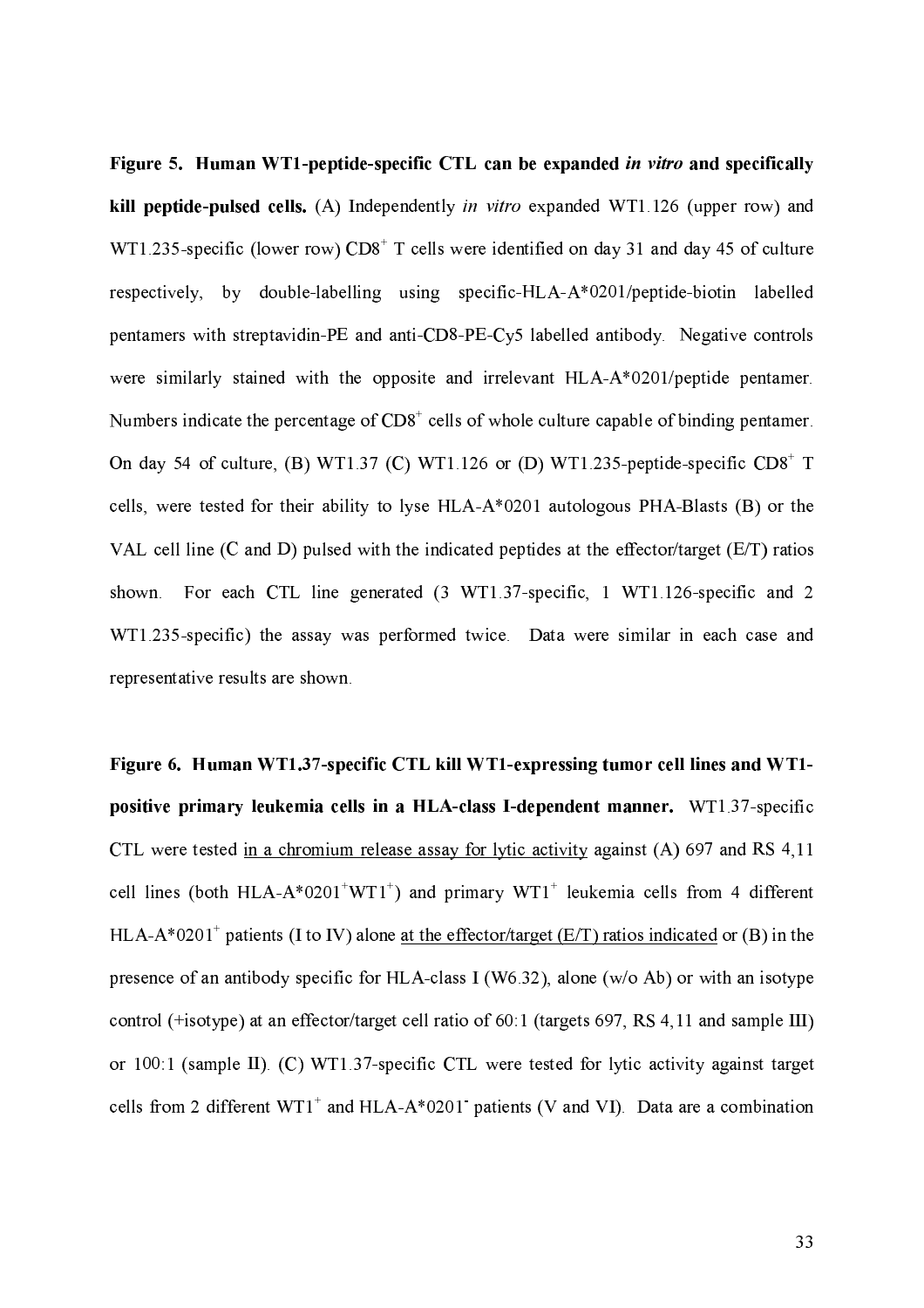**Figure 5. Human WT1-peptide-specific CTL can be expanded *in vitro* and specifically kill peptide-pulsed cells.** (A) Independently *in vitro* expanded WT1.126 (upper row) and WT1.235-specific (lower row) $CD8^+$ T cells were identified on day 31 and day 45 of culture respectively, by double-labelling using specific-HLA-A*0201/peptide-biotin labelled pentamers with streptavidin-PE and anti-CD8-PE-Cy5 labelled antibody. Negative controls were similarly stained with the opposite and irrelevant HLA-A*0201/peptide pentamer. Numbers indicate the percentage of $CD8^+$ cells of whole culture capable of binding pentamer. On day 54 of culture, (B) WT1.37 (C) WT1.126 or (D) WT1.235-peptide-specific $CD8^+$ T cells, were tested for their ability to lyse HLA-A*0201 autologous PHA-Blasts (B) or the VAL cell line (C and D) pulsed with the indicated peptides at the effector/target (E/T) ratios shown. For each CTL line generated (3 WT1.37-specific, 1 WT1.126-specific and 2 WT1.235-specific) the assay was performed twice. Data were similar in each case and representative results are shown.

**Figure 6. Human WT1.37-specific CTL kill WT1-expressing tumor cell lines and WT1-positive primary leukemia cells in a HLA-class I-dependent manner.** WT1.37-specific CTL were tested in a chromium release assay for lytic activity against (A) 697 and RS 4,11 cell lines (both HLA-A*$0201^+$$WT1^+$) and primary $WT1^+$ leukemia cells from 4 different HLA-A*$0201^+$ patients (I to IV) alone at the effector/target (E/T) ratios indicated or (B) in the presence of an antibody specific for HLA-class I (W6.32), alone (w/o Ab) or with an isotype control (+isotype) at an effector/target cell ratio of 60:1 (targets 697, RS 4,11 and sample III) or 100:1 (sample II). (C) WT1.37-specific CTL were tested for lytic activity against target cells from 2 different $WT1^+$ and HLA-A*$0201^-$ patients (V and VI). Data are a combination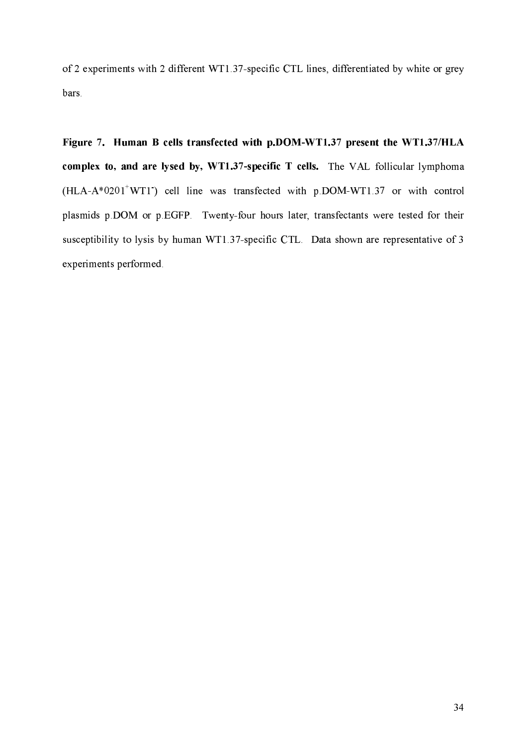of 2 experiments with 2 different WT1.37-specific CTL lines, differentiated by white or grey bars.

**Figure 7. Human B cells transfected with p.DOM-WT1.37 present the WT1.37/HLA complex to, and are lysed by, WT1.37-specific T cells.** The VAL follicular lymphoma (HLA-A*0201$^{+}$WT1$^{-}$) cell line was transfected with p.DOM-WT1.37 or with control plasmids p.DOM or p.EGFP. Twenty-four hours later, transfectants were tested for their susceptibility to lysis by human WT1.37-specific CTL. Data shown are representative of 3 experiments performed.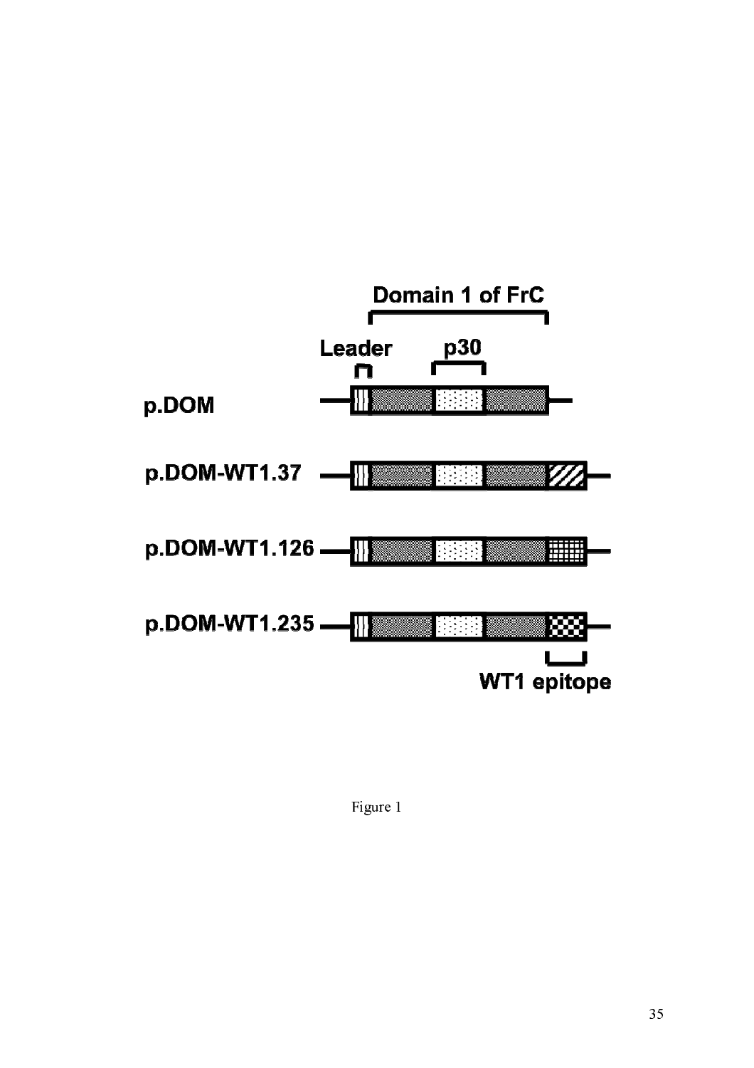Figure 1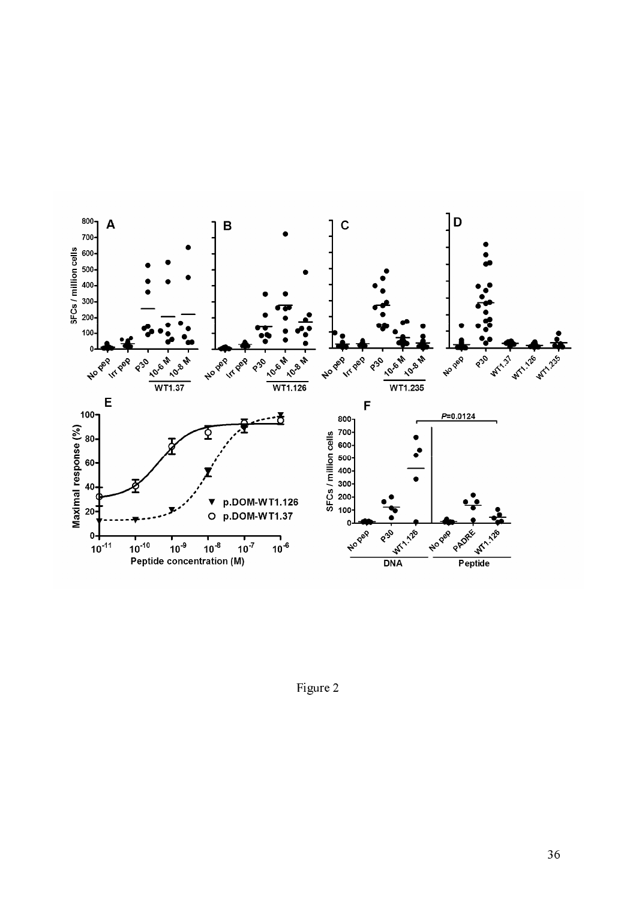Figure 2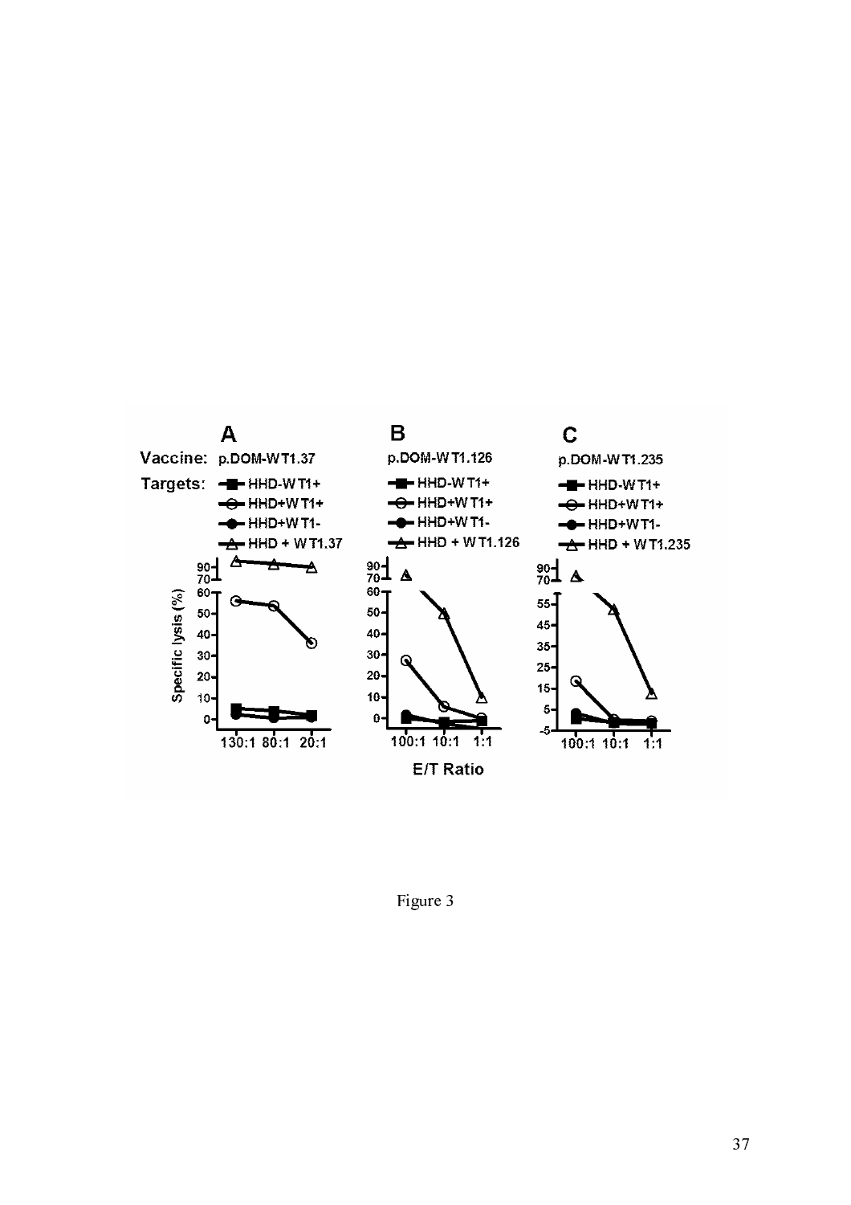Figure 3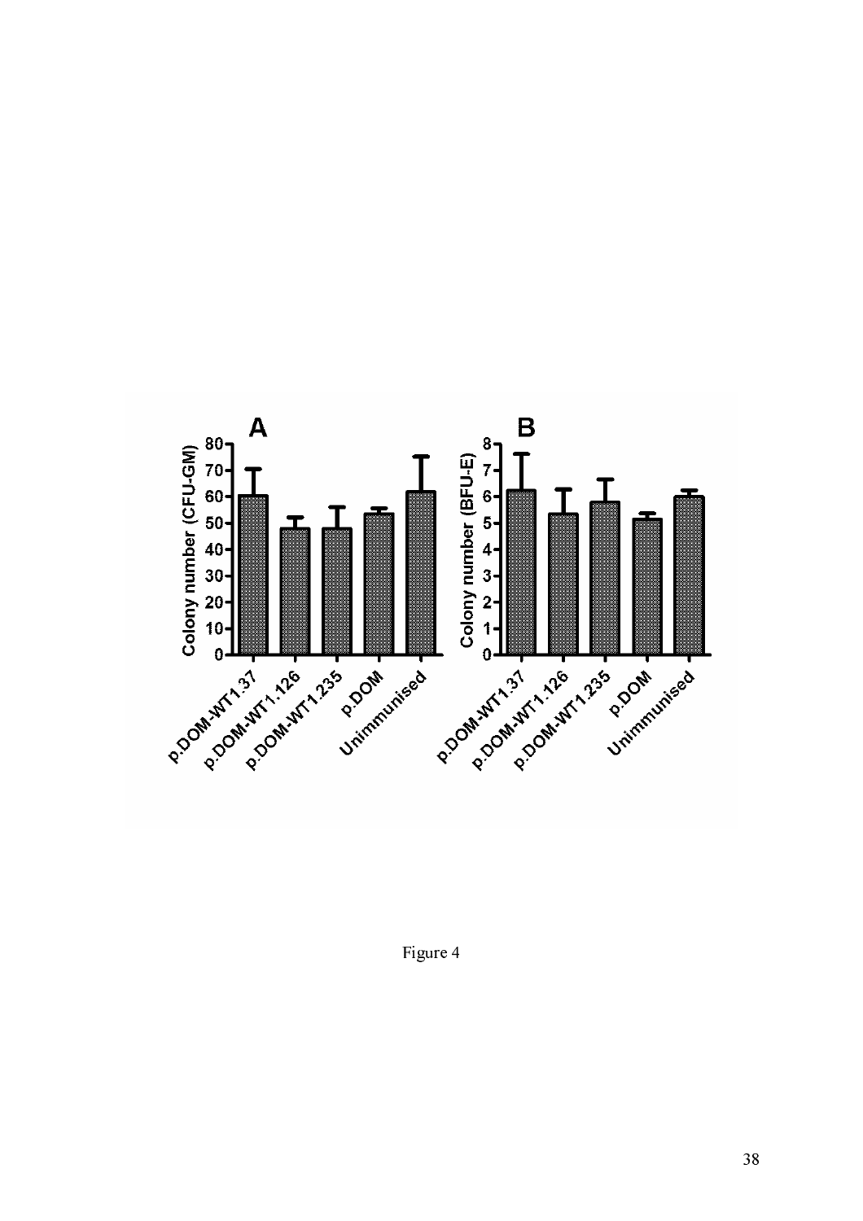Figure 4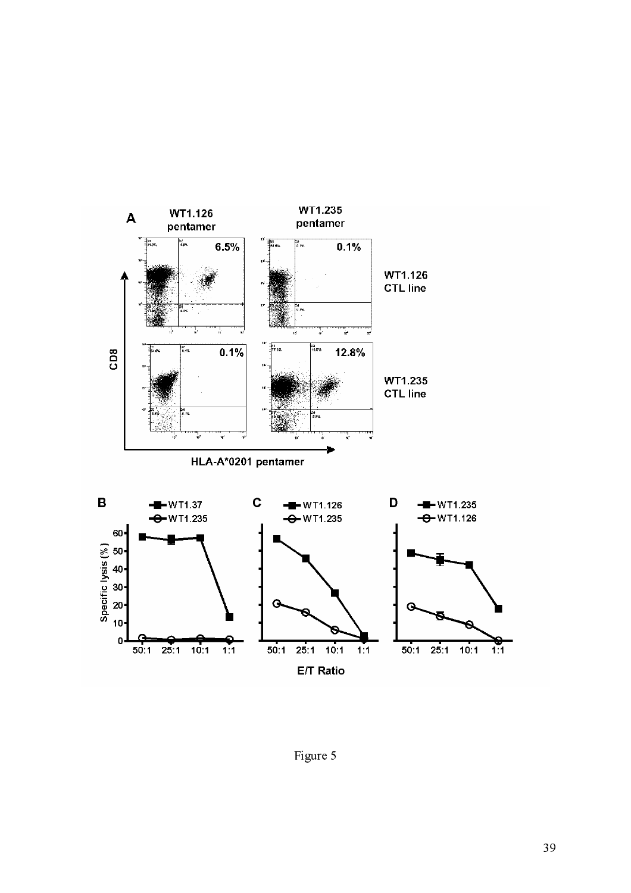Figure 5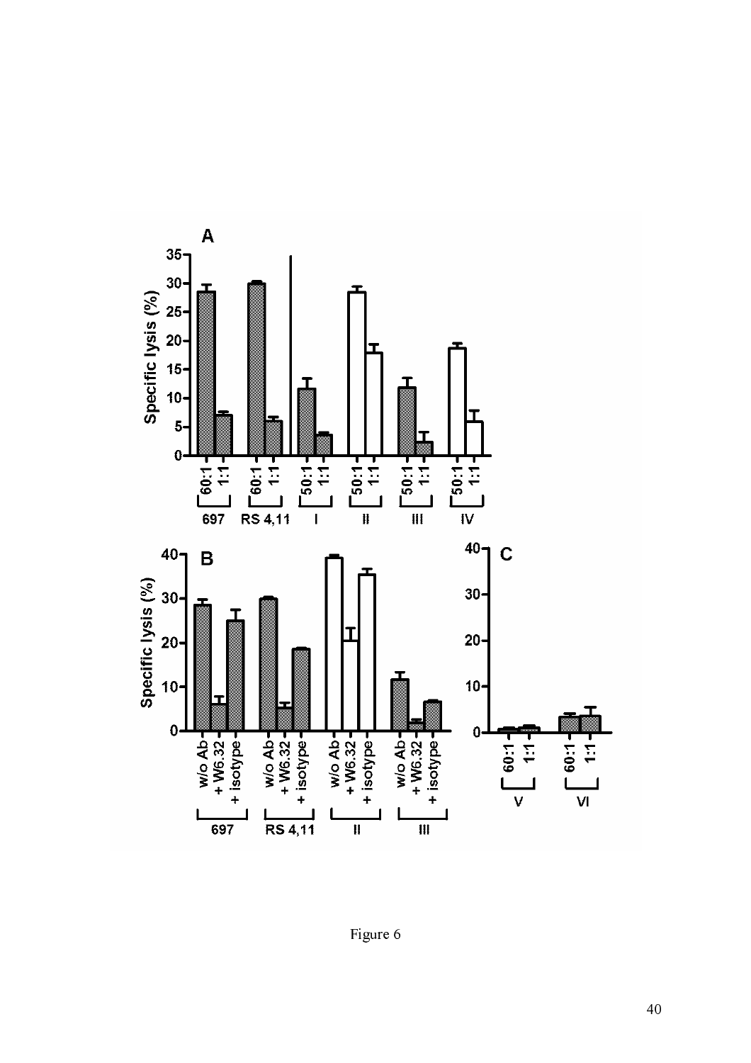Figure 6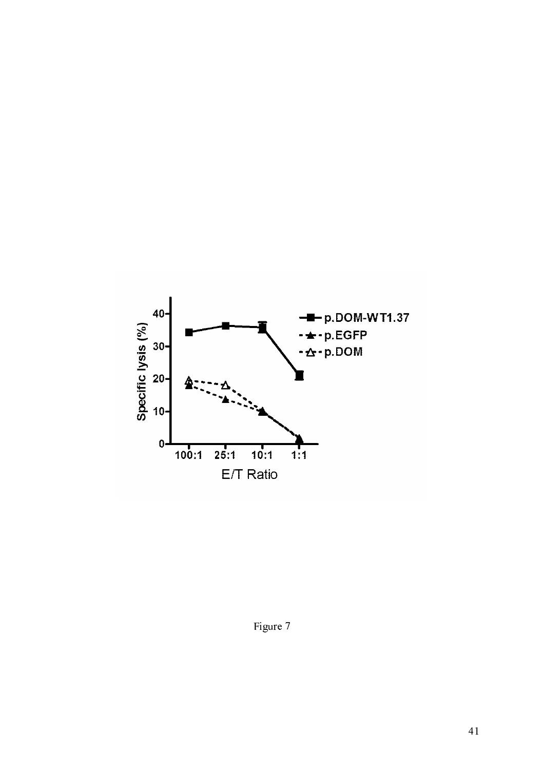Specific lysis (%)

40

30

20

10

0

100:1

25:1

10:1

1:1

E/T Ratio

p.DOM-WT1.37

p.EGFP

p.DOM

Figure 7